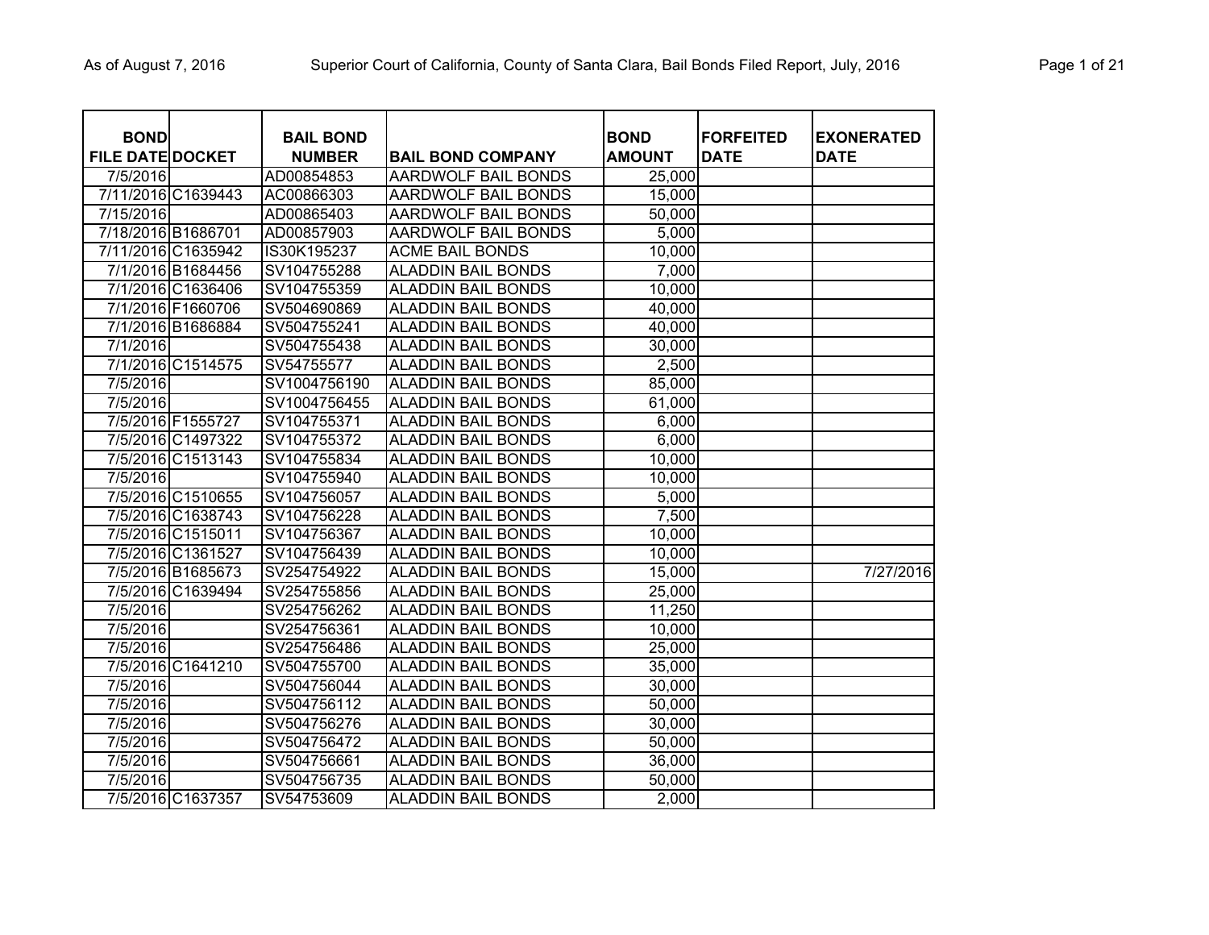| BOND FILE DATE | DOCKET | BAIL BOND NUMBER | BAIL BOND COMPANY | BOND AMOUNT | FORFEITED DATE | EXONERATED DATE |
|---|---|---|---|---|---|---|
| 7/5/2016 | | AD00854853 | AARDWOLF BAIL BONDS | 25,000 | | |
| 7/11/2016 | C1639443 | AC00866303 | AARDWOLF BAIL BONDS | 15,000 | | |
| 7/15/2016 | | AD00865403 | AARDWOLF BAIL BONDS | 50,000 | | |
| 7/18/2016 | B1686701 | AD00857903 | AARDWOLF BAIL BONDS | 5,000 | | |
| 7/11/2016 | C1635942 | IS30K195237 | ACME BAIL BONDS | 10,000 | | |
| 7/1/2016 | B1684456 | SV104755288 | ALADDIN BAIL BONDS | 7,000 | | |
| 7/1/2016 | C1636406 | SV104755359 | ALADDIN BAIL BONDS | 10,000 | | |
| 7/1/2016 | F1660706 | SV504690869 | ALADDIN BAIL BONDS | 40,000 | | |
| 7/1/2016 | B1686884 | SV504755241 | ALADDIN BAIL BONDS | 40,000 | | |
| 7/1/2016 | | SV504755438 | ALADDIN BAIL BONDS | 30,000 | | |
| 7/1/2016 | C1514575 | SV54755577 | ALADDIN BAIL BONDS | 2,500 | | |
| 7/5/2016 | | SV1004756190 | ALADDIN BAIL BONDS | 85,000 | | |
| 7/5/2016 | | SV1004756455 | ALADDIN BAIL BONDS | 61,000 | | |
| 7/5/2016 | F1555727 | SV104755371 | ALADDIN BAIL BONDS | 6,000 | | |
| 7/5/2016 | C1497322 | SV104755372 | ALADDIN BAIL BONDS | 6,000 | | |
| 7/5/2016 | C1513143 | SV104755834 | ALADDIN BAIL BONDS | 10,000 | | |
| 7/5/2016 | | SV104755940 | ALADDIN BAIL BONDS | 10,000 | | |
| 7/5/2016 | C1510655 | SV104756057 | ALADDIN BAIL BONDS | 5,000 | | |
| 7/5/2016 | C1638743 | SV104756228 | ALADDIN BAIL BONDS | 7,500 | | |
| 7/5/2016 | C1515011 | SV104756367 | ALADDIN BAIL BONDS | 10,000 | | |
| 7/5/2016 | C1361527 | SV104756439 | ALADDIN BAIL BONDS | 10,000 | | |
| 7/5/2016 | B1685673 | SV254754922 | ALADDIN BAIL BONDS | 15,000 | | 7/27/2016 |
| 7/5/2016 | C1639494 | SV254755856 | ALADDIN BAIL BONDS | 25,000 | | |
| 7/5/2016 | | SV254756262 | ALADDIN BAIL BONDS | 11,250 | | |
| 7/5/2016 | | SV254756361 | ALADDIN BAIL BONDS | 10,000 | | |
| 7/5/2016 | | SV254756486 | ALADDIN BAIL BONDS | 25,000 | | |
| 7/5/2016 | C1641210 | SV504755700 | ALADDIN BAIL BONDS | 35,000 | | |
| 7/5/2016 | | SV504756044 | ALADDIN BAIL BONDS | 30,000 | | |
| 7/5/2016 | | SV504756112 | ALADDIN BAIL BONDS | 50,000 | | |
| 7/5/2016 | | SV504756276 | ALADDIN BAIL BONDS | 30,000 | | |
| 7/5/2016 | | SV504756472 | ALADDIN BAIL BONDS | 50,000 | | |
| 7/5/2016 | | SV504756661 | ALADDIN BAIL BONDS | 36,000 | | |
| 7/5/2016 | | SV504756735 | ALADDIN BAIL BONDS | 50,000 | | |
| 7/5/2016 | C1637357 | SV54753609 | ALADDIN BAIL BONDS | 2,000 | | |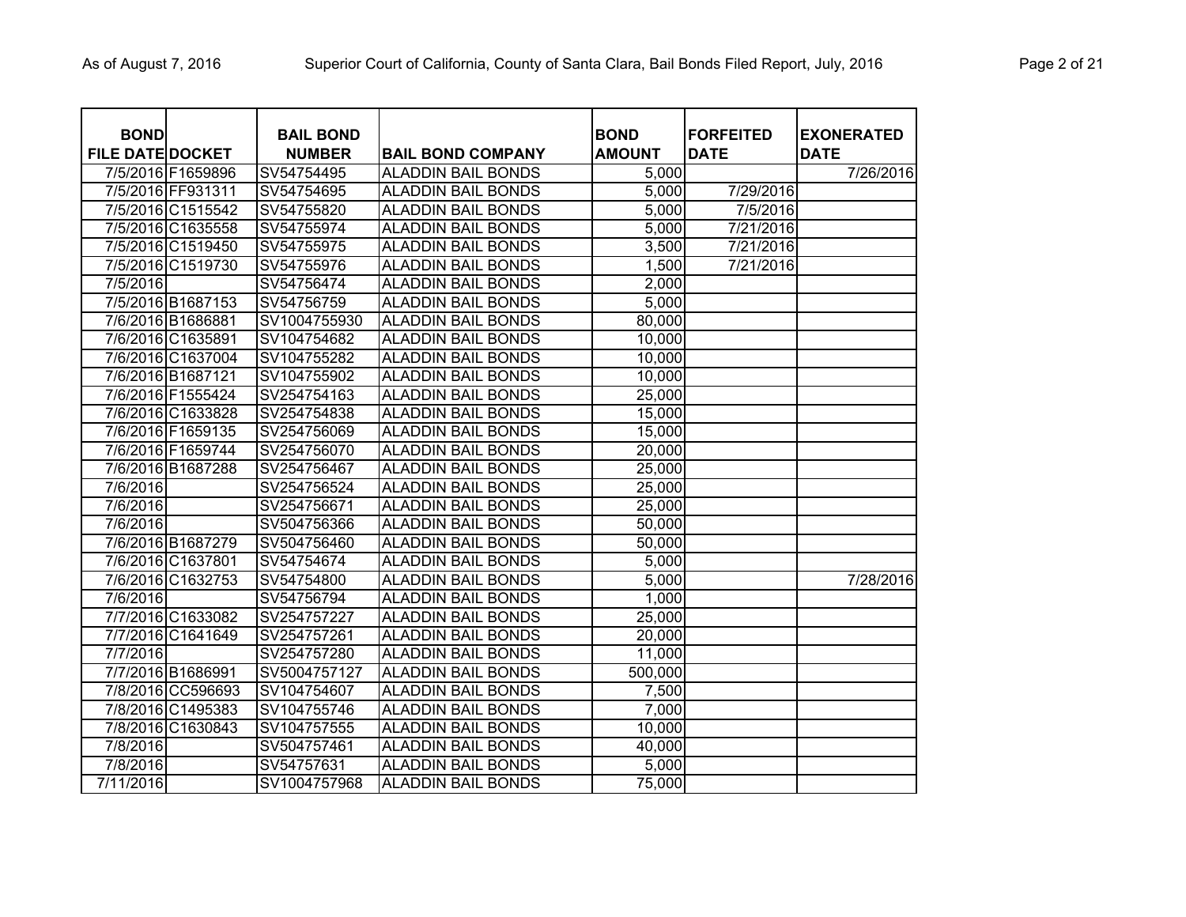| BOND FILE DATE | DOCKET | BAIL BOND NUMBER | BAIL BOND COMPANY | BOND AMOUNT | FORFEITED DATE | EXONERATED DATE |
|---|---|---|---|---|---|---|
| 7/5/2016 | F1659896 | SV54754495 | ALADDIN BAIL BONDS | 5,000 | | 7/26/2016 |
| 7/5/2016 | FF931311 | SV54754695 | ALADDIN BAIL BONDS | 5,000 | 7/29/2016 | |
| 7/5/2016 | C1515542 | SV54755820 | ALADDIN BAIL BONDS | 5,000 | 7/5/2016 | |
| 7/5/2016 | C1635558 | SV54755974 | ALADDIN BAIL BONDS | 5,000 | 7/21/2016 | |
| 7/5/2016 | C1519450 | SV54755975 | ALADDIN BAIL BONDS | 3,500 | 7/21/2016 | |
| 7/5/2016 | C1519730 | SV54755976 | ALADDIN BAIL BONDS | 1,500 | 7/21/2016 | |
| 7/5/2016 | | SV54756474 | ALADDIN BAIL BONDS | 2,000 | | |
| 7/5/2016 | B1687153 | SV54756759 | ALADDIN BAIL BONDS | 5,000 | | |
| 7/6/2016 | B1686881 | SV1004755930 | ALADDIN BAIL BONDS | 80,000 | | |
| 7/6/2016 | C1635891 | SV104754682 | ALADDIN BAIL BONDS | 10,000 | | |
| 7/6/2016 | C1637004 | SV104755282 | ALADDIN BAIL BONDS | 10,000 | | |
| 7/6/2016 | B1687121 | SV104755902 | ALADDIN BAIL BONDS | 10,000 | | |
| 7/6/2016 | F1555424 | SV254754163 | ALADDIN BAIL BONDS | 25,000 | | |
| 7/6/2016 | C1633828 | SV254754838 | ALADDIN BAIL BONDS | 15,000 | | |
| 7/6/2016 | F1659135 | SV254756069 | ALADDIN BAIL BONDS | 15,000 | | |
| 7/6/2016 | F1659744 | SV254756070 | ALADDIN BAIL BONDS | 20,000 | | |
| 7/6/2016 | B1687288 | SV254756467 | ALADDIN BAIL BONDS | 25,000 | | |
| 7/6/2016 | | SV254756524 | ALADDIN BAIL BONDS | 25,000 | | |
| 7/6/2016 | | SV254756671 | ALADDIN BAIL BONDS | 25,000 | | |
| 7/6/2016 | | SV504756366 | ALADDIN BAIL BONDS | 50,000 | | |
| 7/6/2016 | B1687279 | SV504756460 | ALADDIN BAIL BONDS | 50,000 | | |
| 7/6/2016 | C1637801 | SV54754674 | ALADDIN BAIL BONDS | 5,000 | | |
| 7/6/2016 | C1632753 | SV54754800 | ALADDIN BAIL BONDS | 5,000 | | 7/28/2016 |
| 7/6/2016 | | SV54756794 | ALADDIN BAIL BONDS | 1,000 | | |
| 7/7/2016 | C1633082 | SV254757227 | ALADDIN BAIL BONDS | 25,000 | | |
| 7/7/2016 | C1641649 | SV254757261 | ALADDIN BAIL BONDS | 20,000 | | |
| 7/7/2016 | | SV254757280 | ALADDIN BAIL BONDS | 11,000 | | |
| 7/7/2016 | B1686991 | SV5004757127 | ALADDIN BAIL BONDS | 500,000 | | |
| 7/8/2016 | CC596693 | SV104754607 | ALADDIN BAIL BONDS | 7,500 | | |
| 7/8/2016 | C1495383 | SV104755746 | ALADDIN BAIL BONDS | 7,000 | | |
| 7/8/2016 | C1630843 | SV104757555 | ALADDIN BAIL BONDS | 10,000 | | |
| 7/8/2016 | | SV504757461 | ALADDIN BAIL BONDS | 40,000 | | |
| 7/8/2016 | | SV54757631 | ALADDIN BAIL BONDS | 5,000 | | |
| 7/11/2016 | | SV1004757968 | ALADDIN BAIL BONDS | 75,000 | | |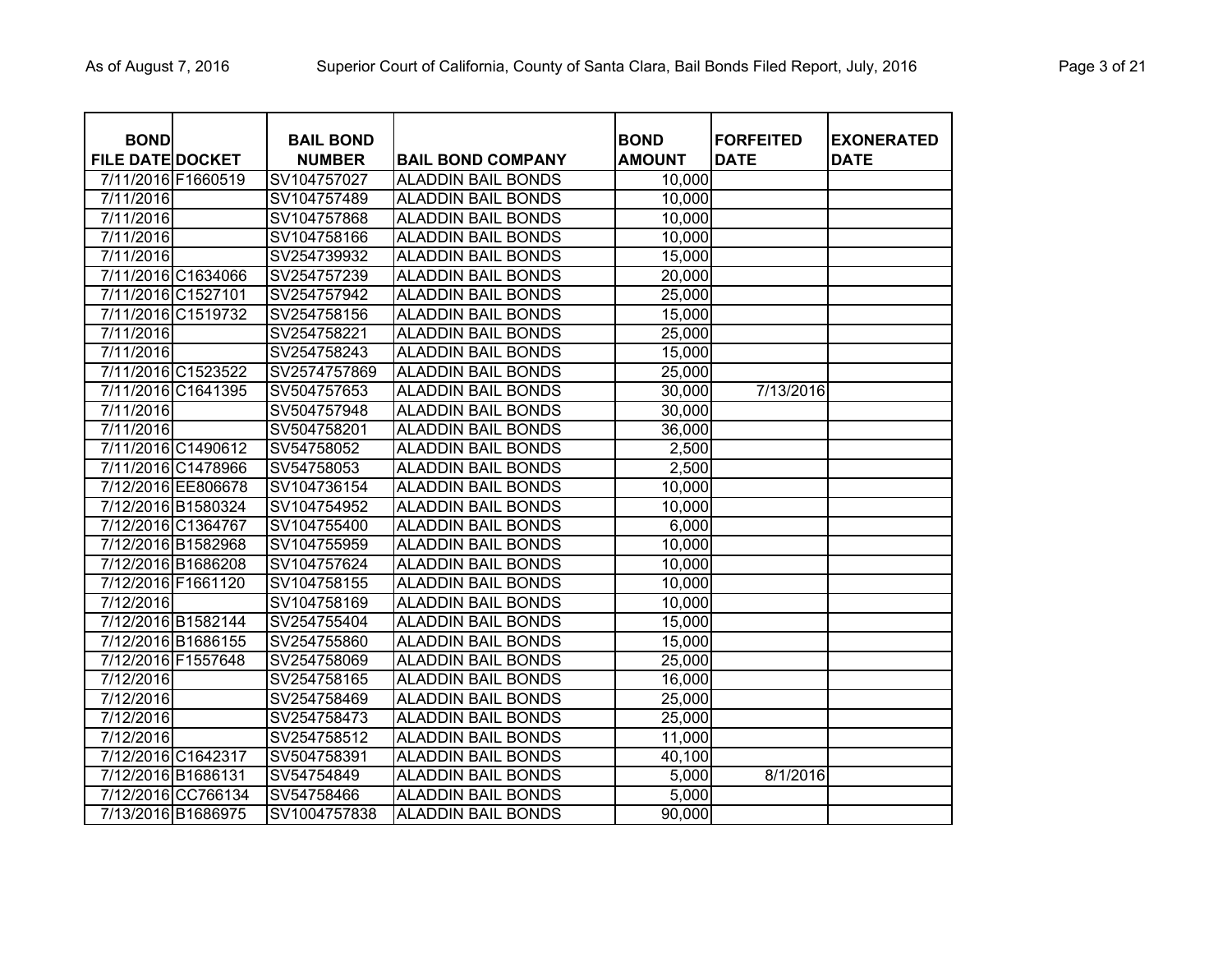| BOND FILE DATE | DOCKET | BAIL BOND NUMBER | BAIL BOND COMPANY | BOND AMOUNT | FORFEITED DATE | EXONERATED DATE |
|---|---|---|---|---|---|---|
| 7/11/2016 | F1660519 | SV104757027 | ALADDIN BAIL BONDS | 10,000 | | |
| 7/11/2016 | | SV104757489 | ALADDIN BAIL BONDS | 10,000 | | |
| 7/11/2016 | | SV104757868 | ALADDIN BAIL BONDS | 10,000 | | |
| 7/11/2016 | | SV104758166 | ALADDIN BAIL BONDS | 10,000 | | |
| 7/11/2016 | | SV254739932 | ALADDIN BAIL BONDS | 15,000 | | |
| 7/11/2016 | C1634066 | SV254757239 | ALADDIN BAIL BONDS | 20,000 | | |
| 7/11/2016 | C1527101 | SV254757942 | ALADDIN BAIL BONDS | 25,000 | | |
| 7/11/2016 | C1519732 | SV254758156 | ALADDIN BAIL BONDS | 15,000 | | |
| 7/11/2016 | | SV254758221 | ALADDIN BAIL BONDS | 25,000 | | |
| 7/11/2016 | | SV254758243 | ALADDIN BAIL BONDS | 15,000 | | |
| 7/11/2016 | C1523522 | SV2574757869 | ALADDIN BAIL BONDS | 25,000 | | |
| 7/11/2016 | C1641395 | SV504757653 | ALADDIN BAIL BONDS | 30,000 | 7/13/2016 | |
| 7/11/2016 | | SV504757948 | ALADDIN BAIL BONDS | 30,000 | | |
| 7/11/2016 | | SV504758201 | ALADDIN BAIL BONDS | 36,000 | | |
| 7/11/2016 | C1490612 | SV54758052 | ALADDIN BAIL BONDS | 2,500 | | |
| 7/11/2016 | C1478966 | SV54758053 | ALADDIN BAIL BONDS | 2,500 | | |
| 7/12/2016 | EE806678 | SV104736154 | ALADDIN BAIL BONDS | 10,000 | | |
| 7/12/2016 | B1580324 | SV104754952 | ALADDIN BAIL BONDS | 10,000 | | |
| 7/12/2016 | C1364767 | SV104755400 | ALADDIN BAIL BONDS | 6,000 | | |
| 7/12/2016 | B1582968 | SV104755959 | ALADDIN BAIL BONDS | 10,000 | | |
| 7/12/2016 | B1686208 | SV104757624 | ALADDIN BAIL BONDS | 10,000 | | |
| 7/12/2016 | F1661120 | SV104758155 | ALADDIN BAIL BONDS | 10,000 | | |
| 7/12/2016 | | SV104758169 | ALADDIN BAIL BONDS | 10,000 | | |
| 7/12/2016 | B1582144 | SV254755404 | ALADDIN BAIL BONDS | 15,000 | | |
| 7/12/2016 | B1686155 | SV254755860 | ALADDIN BAIL BONDS | 15,000 | | |
| 7/12/2016 | F1557648 | SV254758069 | ALADDIN BAIL BONDS | 25,000 | | |
| 7/12/2016 | | SV254758165 | ALADDIN BAIL BONDS | 16,000 | | |
| 7/12/2016 | | SV254758469 | ALADDIN BAIL BONDS | 25,000 | | |
| 7/12/2016 | | SV254758473 | ALADDIN BAIL BONDS | 25,000 | | |
| 7/12/2016 | | SV254758512 | ALADDIN BAIL BONDS | 11,000 | | |
| 7/12/2016 | C1642317 | SV504758391 | ALADDIN BAIL BONDS | 40,100 | | |
| 7/12/2016 | B1686131 | SV54754849 | ALADDIN BAIL BONDS | 5,000 | 8/1/2016 | |
| 7/12/2016 | CC766134 | SV54758466 | ALADDIN BAIL BONDS | 5,000 | | |
| 7/13/2016 | B1686975 | SV1004757838 | ALADDIN BAIL BONDS | 90,000 | | |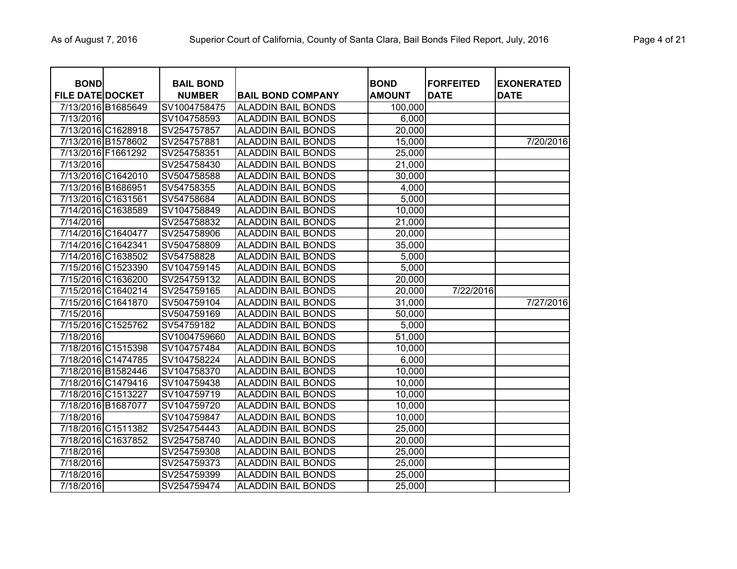| BOND FILE DATE | DOCKET | BAIL BOND NUMBER | BAIL BOND COMPANY | BOND AMOUNT | FORFEITED DATE | EXONERATED DATE |
|---|---|---|---|---|---|---|
| 7/13/2016 | B1685649 | SV1004758475 | ALADDIN BAIL BONDS | 100,000 | | |
| 7/13/2016 | | SV104758593 | ALADDIN BAIL BONDS | 6,000 | | |
| 7/13/2016 | C1628918 | SV254757857 | ALADDIN BAIL BONDS | 20,000 | | |
| 7/13/2016 | B1578602 | SV254757881 | ALADDIN BAIL BONDS | 15,000 | | 7/20/2016 |
| 7/13/2016 | F1661292 | SV254758351 | ALADDIN BAIL BONDS | 25,000 | | |
| 7/13/2016 | | SV254758430 | ALADDIN BAIL BONDS | 21,000 | | |
| 7/13/2016 | C1642010 | SV504758588 | ALADDIN BAIL BONDS | 30,000 | | |
| 7/13/2016 | B1686951 | SV54758355 | ALADDIN BAIL BONDS | 4,000 | | |
| 7/13/2016 | C1631561 | SV54758684 | ALADDIN BAIL BONDS | 5,000 | | |
| 7/14/2016 | C1638589 | SV104758849 | ALADDIN BAIL BONDS | 10,000 | | |
| 7/14/2016 | | SV254758832 | ALADDIN BAIL BONDS | 21,000 | | |
| 7/14/2016 | C1640477 | SV254758906 | ALADDIN BAIL BONDS | 20,000 | | |
| 7/14/2016 | C1642341 | SV504758809 | ALADDIN BAIL BONDS | 35,000 | | |
| 7/14/2016 | C1638502 | SV54758828 | ALADDIN BAIL BONDS | 5,000 | | |
| 7/15/2016 | C1523390 | SV104759145 | ALADDIN BAIL BONDS | 5,000 | | |
| 7/15/2016 | C1636200 | SV254759132 | ALADDIN BAIL BONDS | 20,000 | | |
| 7/15/2016 | C1640214 | SV254759165 | ALADDIN BAIL BONDS | 20,000 | 7/22/2016 | |
| 7/15/2016 | C1641870 | SV504759104 | ALADDIN BAIL BONDS | 31,000 | | 7/27/2016 |
| 7/15/2016 | | SV504759169 | ALADDIN BAIL BONDS | 50,000 | | |
| 7/15/2016 | C1525762 | SV54759182 | ALADDIN BAIL BONDS | 5,000 | | |
| 7/18/2016 | | SV1004759660 | ALADDIN BAIL BONDS | 51,000 | | |
| 7/18/2016 | C1515398 | SV104757484 | ALADDIN BAIL BONDS | 10,000 | | |
| 7/18/2016 | C1474785 | SV104758224 | ALADDIN BAIL BONDS | 6,000 | | |
| 7/18/2016 | B1582446 | SV104758370 | ALADDIN BAIL BONDS | 10,000 | | |
| 7/18/2016 | C1479416 | SV104759438 | ALADDIN BAIL BONDS | 10,000 | | |
| 7/18/2016 | C1513227 | SV104759719 | ALADDIN BAIL BONDS | 10,000 | | |
| 7/18/2016 | B1687077 | SV104759720 | ALADDIN BAIL BONDS | 10,000 | | |
| 7/18/2016 | | SV104759847 | ALADDIN BAIL BONDS | 10,000 | | |
| 7/18/2016 | C1511382 | SV254754443 | ALADDIN BAIL BONDS | 25,000 | | |
| 7/18/2016 | C1637852 | SV254758740 | ALADDIN BAIL BONDS | 20,000 | | |
| 7/18/2016 | | SV254759308 | ALADDIN BAIL BONDS | 25,000 | | |
| 7/18/2016 | | SV254759373 | ALADDIN BAIL BONDS | 25,000 | | |
| 7/18/2016 | | SV254759399 | ALADDIN BAIL BONDS | 25,000 | | |
| 7/18/2016 | | SV254759474 | ALADDIN BAIL BONDS | 25,000 | | |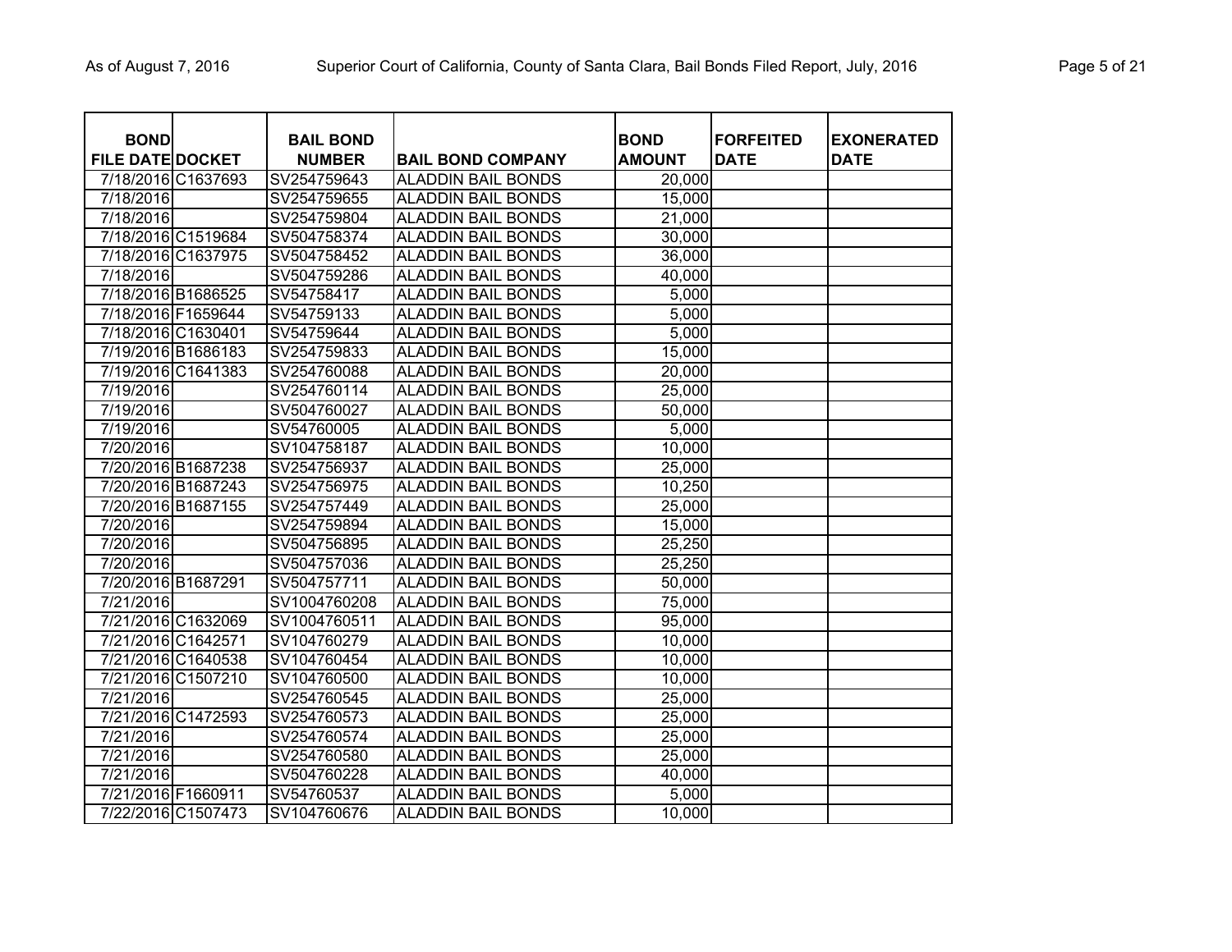| BOND FILE DATE | DOCKET | BAIL BOND NUMBER | BAIL BOND COMPANY | BOND AMOUNT | FORFEITED DATE | EXONERATED DATE |
|---|---|---|---|---|---|---|
| 7/18/2016 | C1637693 | SV254759643 | ALADDIN BAIL BONDS | 20,000 | | |
| 7/18/2016 | | SV254759655 | ALADDIN BAIL BONDS | 15,000 | | |
| 7/18/2016 | | SV254759804 | ALADDIN BAIL BONDS | 21,000 | | |
| 7/18/2016 | C1519684 | SV504758374 | ALADDIN BAIL BONDS | 30,000 | | |
| 7/18/2016 | C1637975 | SV504758452 | ALADDIN BAIL BONDS | 36,000 | | |
| 7/18/2016 | | SV504759286 | ALADDIN BAIL BONDS | 40,000 | | |
| 7/18/2016 | B1686525 | SV54758417 | ALADDIN BAIL BONDS | 5,000 | | |
| 7/18/2016 | F1659644 | SV54759133 | ALADDIN BAIL BONDS | 5,000 | | |
| 7/18/2016 | C1630401 | SV54759644 | ALADDIN BAIL BONDS | 5,000 | | |
| 7/19/2016 | B1686183 | SV254759833 | ALADDIN BAIL BONDS | 15,000 | | |
| 7/19/2016 | C1641383 | SV254760088 | ALADDIN BAIL BONDS | 20,000 | | |
| 7/19/2016 | | SV254760114 | ALADDIN BAIL BONDS | 25,000 | | |
| 7/19/2016 | | SV504760027 | ALADDIN BAIL BONDS | 50,000 | | |
| 7/19/2016 | | SV54760005 | ALADDIN BAIL BONDS | 5,000 | | |
| 7/20/2016 | | SV104758187 | ALADDIN BAIL BONDS | 10,000 | | |
| 7/20/2016 | B1687238 | SV254756937 | ALADDIN BAIL BONDS | 25,000 | | |
| 7/20/2016 | B1687243 | SV254756975 | ALADDIN BAIL BONDS | 10,250 | | |
| 7/20/2016 | B1687155 | SV254757449 | ALADDIN BAIL BONDS | 25,000 | | |
| 7/20/2016 | | SV254759894 | ALADDIN BAIL BONDS | 15,000 | | |
| 7/20/2016 | | SV504756895 | ALADDIN BAIL BONDS | 25,250 | | |
| 7/20/2016 | | SV504757036 | ALADDIN BAIL BONDS | 25,250 | | |
| 7/20/2016 | B1687291 | SV504757711 | ALADDIN BAIL BONDS | 50,000 | | |
| 7/21/2016 | | SV1004760208 | ALADDIN BAIL BONDS | 75,000 | | |
| 7/21/2016 | C1632069 | SV1004760511 | ALADDIN BAIL BONDS | 95,000 | | |
| 7/21/2016 | C1642571 | SV104760279 | ALADDIN BAIL BONDS | 10,000 | | |
| 7/21/2016 | C1640538 | SV104760454 | ALADDIN BAIL BONDS | 10,000 | | |
| 7/21/2016 | C1507210 | SV104760500 | ALADDIN BAIL BONDS | 10,000 | | |
| 7/21/2016 | | SV254760545 | ALADDIN BAIL BONDS | 25,000 | | |
| 7/21/2016 | C1472593 | SV254760573 | ALADDIN BAIL BONDS | 25,000 | | |
| 7/21/2016 | | SV254760574 | ALADDIN BAIL BONDS | 25,000 | | |
| 7/21/2016 | | SV254760580 | ALADDIN BAIL BONDS | 25,000 | | |
| 7/21/2016 | | SV504760228 | ALADDIN BAIL BONDS | 40,000 | | |
| 7/21/2016 | F1660911 | SV54760537 | ALADDIN BAIL BONDS | 5,000 | | |
| 7/22/2016 | C1507473 | SV104760676 | ALADDIN BAIL BONDS | 10,000 | | |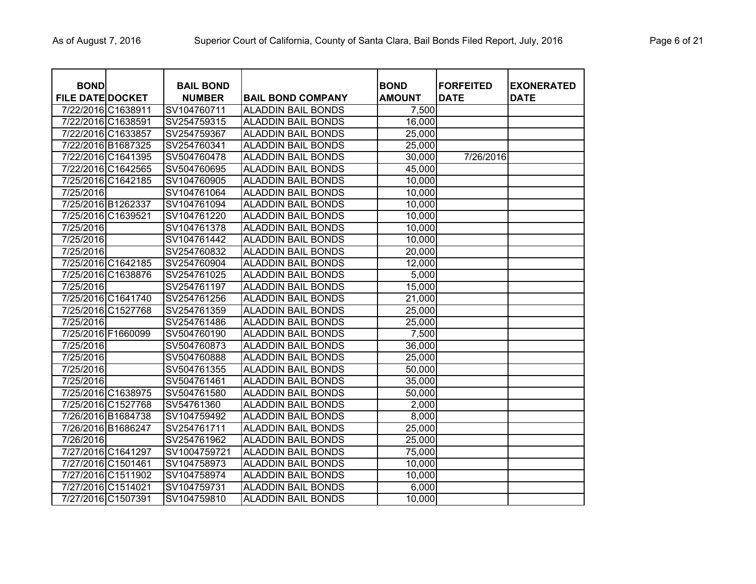| BOND FILE DATE | DOCKET | BAIL BOND NUMBER | BAIL BOND COMPANY | BOND AMOUNT | FORFEITED DATE | EXONERATED DATE |
|---|---|---|---|---|---|---|
| 7/22/2016 | C1638911 | SV104760711 | ALADDIN BAIL BONDS | 7,500 | | |
| 7/22/2016 | C1638591 | SV254759315 | ALADDIN BAIL BONDS | 16,000 | | |
| 7/22/2016 | C1633857 | SV254759367 | ALADDIN BAIL BONDS | 25,000 | | |
| 7/22/2016 | B1687325 | SV254760341 | ALADDIN BAIL BONDS | 25,000 | | |
| 7/22/2016 | C1641395 | SV504760478 | ALADDIN BAIL BONDS | 30,000 | 7/26/2016 | |
| 7/22/2016 | C1642565 | SV504760695 | ALADDIN BAIL BONDS | 45,000 | | |
| 7/25/2016 | C1642185 | SV104760905 | ALADDIN BAIL BONDS | 10,000 | | |
| 7/25/2016 | | SV104761064 | ALADDIN BAIL BONDS | 10,000 | | |
| 7/25/2016 | B1262337 | SV104761094 | ALADDIN BAIL BONDS | 10,000 | | |
| 7/25/2016 | C1639521 | SV104761220 | ALADDIN BAIL BONDS | 10,000 | | |
| 7/25/2016 | | SV104761378 | ALADDIN BAIL BONDS | 10,000 | | |
| 7/25/2016 | | SV104761442 | ALADDIN BAIL BONDS | 10,000 | | |
| 7/25/2016 | | SV254760832 | ALADDIN BAIL BONDS | 20,000 | | |
| 7/25/2016 | C1642185 | SV254760904 | ALADDIN BAIL BONDS | 12,000 | | |
| 7/25/2016 | C1638876 | SV254761025 | ALADDIN BAIL BONDS | 5,000 | | |
| 7/25/2016 | | SV254761197 | ALADDIN BAIL BONDS | 15,000 | | |
| 7/25/2016 | C1641740 | SV254761256 | ALADDIN BAIL BONDS | 21,000 | | |
| 7/25/2016 | C1527768 | SV254761359 | ALADDIN BAIL BONDS | 25,000 | | |
| 7/25/2016 | | SV254761486 | ALADDIN BAIL BONDS | 25,000 | | |
| 7/25/2016 | F1660099 | SV504760190 | ALADDIN BAIL BONDS | 7,500 | | |
| 7/25/2016 | | SV504760873 | ALADDIN BAIL BONDS | 36,000 | | |
| 7/25/2016 | | SV504760888 | ALADDIN BAIL BONDS | 25,000 | | |
| 7/25/2016 | | SV504761355 | ALADDIN BAIL BONDS | 50,000 | | |
| 7/25/2016 | | SV504761461 | ALADDIN BAIL BONDS | 35,000 | | |
| 7/25/2016 | C1638975 | SV504761580 | ALADDIN BAIL BONDS | 50,000 | | |
| 7/25/2016 | C1527768 | SV54761360 | ALADDIN BAIL BONDS | 2,000 | | |
| 7/26/2016 | B1684738 | SV104759492 | ALADDIN BAIL BONDS | 8,000 | | |
| 7/26/2016 | B1686247 | SV254761711 | ALADDIN BAIL BONDS | 25,000 | | |
| 7/26/2016 | | SV254761962 | ALADDIN BAIL BONDS | 25,000 | | |
| 7/27/2016 | C1641297 | SV1004759721 | ALADDIN BAIL BONDS | 75,000 | | |
| 7/27/2016 | C1501461 | SV104758973 | ALADDIN BAIL BONDS | 10,000 | | |
| 7/27/2016 | C1511902 | SV104758974 | ALADDIN BAIL BONDS | 10,000 | | |
| 7/27/2016 | C1514021 | SV104759731 | ALADDIN BAIL BONDS | 6,000 | | |
| 7/27/2016 | C1507391 | SV104759810 | ALADDIN BAIL BONDS | 10,000 | | |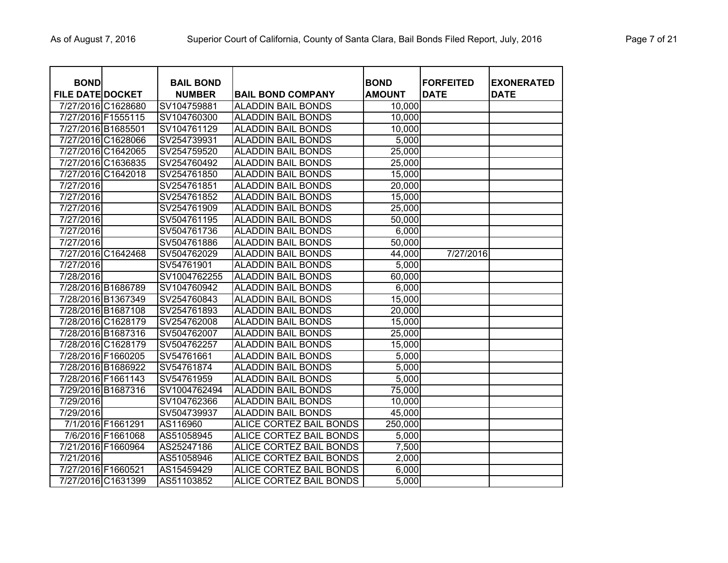| BOND FILE DATE | DOCKET | BAIL BOND NUMBER | BAIL BOND COMPANY | BOND AMOUNT | FORFEITED DATE | EXONERATED DATE |
|---|---|---|---|---|---|---|
| 7/27/2016 | C1628680 | SV104759881 | ALADDIN BAIL BONDS | 10,000 | | |
| 7/27/2016 | F1555115 | SV104760300 | ALADDIN BAIL BONDS | 10,000 | | |
| 7/27/2016 | B1685501 | SV104761129 | ALADDIN BAIL BONDS | 10,000 | | |
| 7/27/2016 | C1628066 | SV254739931 | ALADDIN BAIL BONDS | 5,000 | | |
| 7/27/2016 | C1642065 | SV254759520 | ALADDIN BAIL BONDS | 25,000 | | |
| 7/27/2016 | C1636835 | SV254760492 | ALADDIN BAIL BONDS | 25,000 | | |
| 7/27/2016 | C1642018 | SV254761850 | ALADDIN BAIL BONDS | 15,000 | | |
| 7/27/2016 | | SV254761851 | ALADDIN BAIL BONDS | 20,000 | | |
| 7/27/2016 | | SV254761852 | ALADDIN BAIL BONDS | 15,000 | | |
| 7/27/2016 | | SV254761909 | ALADDIN BAIL BONDS | 25,000 | | |
| 7/27/2016 | | SV504761195 | ALADDIN BAIL BONDS | 50,000 | | |
| 7/27/2016 | | SV504761736 | ALADDIN BAIL BONDS | 6,000 | | |
| 7/27/2016 | | SV504761886 | ALADDIN BAIL BONDS | 50,000 | | |
| 7/27/2016 | C1642468 | SV504762029 | ALADDIN BAIL BONDS | 44,000 | 7/27/2016 | |
| 7/27/2016 | | SV54761901 | ALADDIN BAIL BONDS | 5,000 | | |
| 7/28/2016 | | SV1004762255 | ALADDIN BAIL BONDS | 60,000 | | |
| 7/28/2016 | B1686789 | SV104760942 | ALADDIN BAIL BONDS | 6,000 | | |
| 7/28/2016 | B1367349 | SV254760843 | ALADDIN BAIL BONDS | 15,000 | | |
| 7/28/2016 | B1687108 | SV254761893 | ALADDIN BAIL BONDS | 20,000 | | |
| 7/28/2016 | C1628179 | SV254762008 | ALADDIN BAIL BONDS | 15,000 | | |
| 7/28/2016 | B1687316 | SV504762007 | ALADDIN BAIL BONDS | 25,000 | | |
| 7/28/2016 | C1628179 | SV504762257 | ALADDIN BAIL BONDS | 15,000 | | |
| 7/28/2016 | F1660205 | SV54761661 | ALADDIN BAIL BONDS | 5,000 | | |
| 7/28/2016 | B1686922 | SV54761874 | ALADDIN BAIL BONDS | 5,000 | | |
| 7/28/2016 | F1661143 | SV54761959 | ALADDIN BAIL BONDS | 5,000 | | |
| 7/29/2016 | B1687316 | SV1004762494 | ALADDIN BAIL BONDS | 75,000 | | |
| 7/29/2016 | | SV104762366 | ALADDIN BAIL BONDS | 10,000 | | |
| 7/29/2016 | | SV504739937 | ALADDIN BAIL BONDS | 45,000 | | |
| 7/1/2016 | F1661291 | AS116960 | ALICE CORTEZ BAIL BONDS | 250,000 | | |
| 7/6/2016 | F1661068 | AS51058945 | ALICE CORTEZ BAIL BONDS | 5,000 | | |
| 7/21/2016 | F1660964 | AS25247186 | ALICE CORTEZ BAIL BONDS | 7,500 | | |
| 7/21/2016 | | AS51058946 | ALICE CORTEZ BAIL BONDS | 2,000 | | |
| 7/27/2016 | F1660521 | AS15459429 | ALICE CORTEZ BAIL BONDS | 6,000 | | |
| 7/27/2016 | C1631399 | AS51103852 | ALICE CORTEZ BAIL BONDS | 5,000 | | |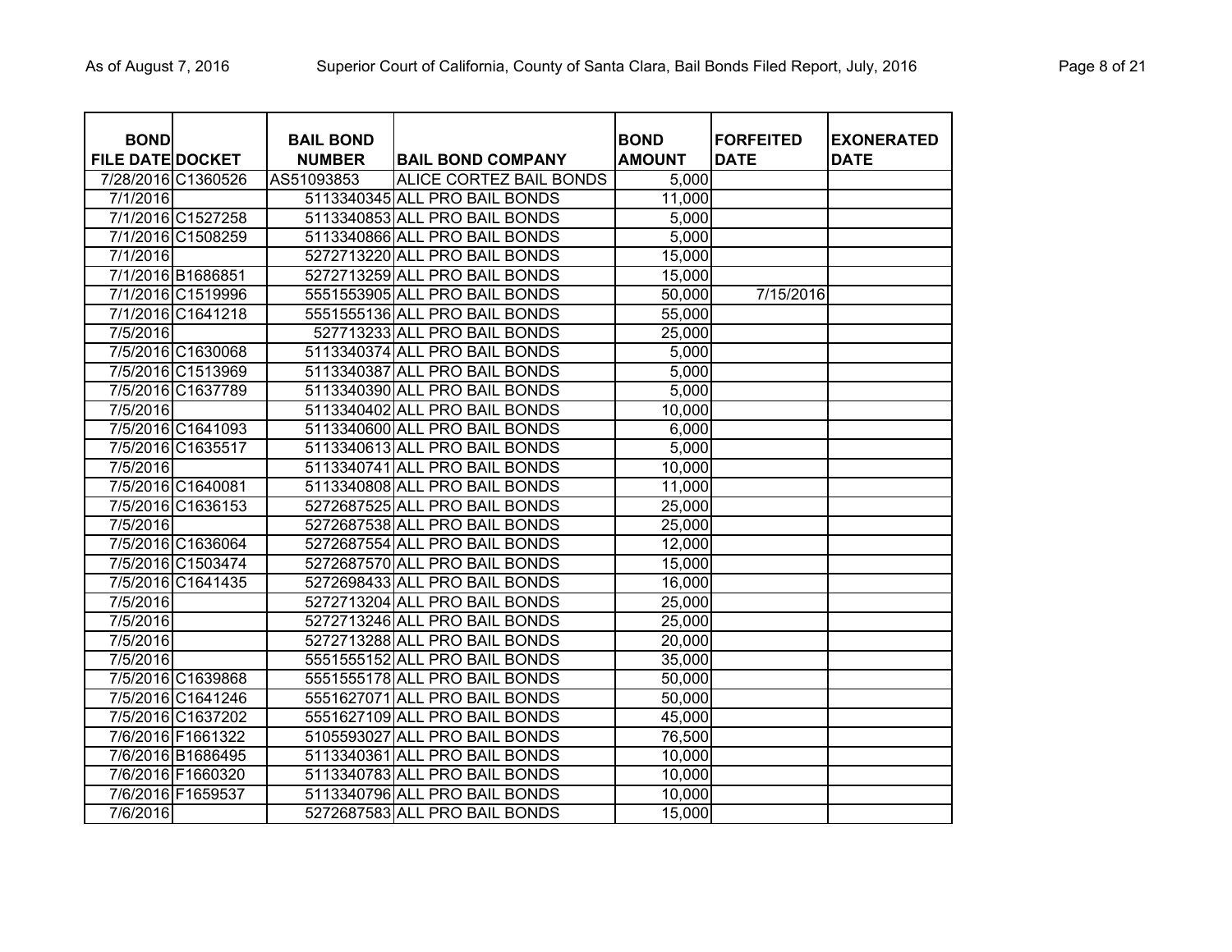| BOND FILE DATE | DOCKET | BAIL BOND NUMBER | BAIL BOND COMPANY | BOND AMOUNT | FORFEITED DATE | EXONERATED DATE |
|---|---|---|---|---|---|---|
| 7/28/2016 | C1360526 | AS51093853 | ALICE CORTEZ BAIL BONDS | 5,000 | | |
| 7/1/2016 | | 5113340345 | ALL PRO BAIL BONDS | 11,000 | | |
| 7/1/2016 | C1527258 | 5113340853 | ALL PRO BAIL BONDS | 5,000 | | |
| 7/1/2016 | C1508259 | 5113340866 | ALL PRO BAIL BONDS | 5,000 | | |
| 7/1/2016 | | 5272713220 | ALL PRO BAIL BONDS | 15,000 | | |
| 7/1/2016 | B1686851 | 5272713259 | ALL PRO BAIL BONDS | 15,000 | | |
| 7/1/2016 | C1519996 | 5551553905 | ALL PRO BAIL BONDS | 50,000 | 7/15/2016 | |
| 7/1/2016 | C1641218 | 5551555136 | ALL PRO BAIL BONDS | 55,000 | | |
| 7/5/2016 | | 527713233 | ALL PRO BAIL BONDS | 25,000 | | |
| 7/5/2016 | C1630068 | 5113340374 | ALL PRO BAIL BONDS | 5,000 | | |
| 7/5/2016 | C1513969 | 5113340387 | ALL PRO BAIL BONDS | 5,000 | | |
| 7/5/2016 | C1637789 | 5113340390 | ALL PRO BAIL BONDS | 5,000 | | |
| 7/5/2016 | | 5113340402 | ALL PRO BAIL BONDS | 10,000 | | |
| 7/5/2016 | C1641093 | 5113340600 | ALL PRO BAIL BONDS | 6,000 | | |
| 7/5/2016 | C1635517 | 5113340613 | ALL PRO BAIL BONDS | 5,000 | | |
| 7/5/2016 | | 5113340741 | ALL PRO BAIL BONDS | 10,000 | | |
| 7/5/2016 | C1640081 | 5113340808 | ALL PRO BAIL BONDS | 11,000 | | |
| 7/5/2016 | C1636153 | 5272687525 | ALL PRO BAIL BONDS | 25,000 | | |
| 7/5/2016 | | 5272687538 | ALL PRO BAIL BONDS | 25,000 | | |
| 7/5/2016 | C1636064 | 5272687554 | ALL PRO BAIL BONDS | 12,000 | | |
| 7/5/2016 | C1503474 | 5272687570 | ALL PRO BAIL BONDS | 15,000 | | |
| 7/5/2016 | C1641435 | 5272698433 | ALL PRO BAIL BONDS | 16,000 | | |
| 7/5/2016 | | 5272713204 | ALL PRO BAIL BONDS | 25,000 | | |
| 7/5/2016 | | 5272713246 | ALL PRO BAIL BONDS | 25,000 | | |
| 7/5/2016 | | 5272713288 | ALL PRO BAIL BONDS | 20,000 | | |
| 7/5/2016 | | 5551555152 | ALL PRO BAIL BONDS | 35,000 | | |
| 7/5/2016 | C1639868 | 5551555178 | ALL PRO BAIL BONDS | 50,000 | | |
| 7/5/2016 | C1641246 | 5551627071 | ALL PRO BAIL BONDS | 50,000 | | |
| 7/5/2016 | C1637202 | 5551627109 | ALL PRO BAIL BONDS | 45,000 | | |
| 7/6/2016 | F1661322 | 5105593027 | ALL PRO BAIL BONDS | 76,500 | | |
| 7/6/2016 | B1686495 | 5113340361 | ALL PRO BAIL BONDS | 10,000 | | |
| 7/6/2016 | F1660320 | 5113340783 | ALL PRO BAIL BONDS | 10,000 | | |
| 7/6/2016 | F1659537 | 5113340796 | ALL PRO BAIL BONDS | 10,000 | | |
| 7/6/2016 | | 5272687583 | ALL PRO BAIL BONDS | 15,000 | | |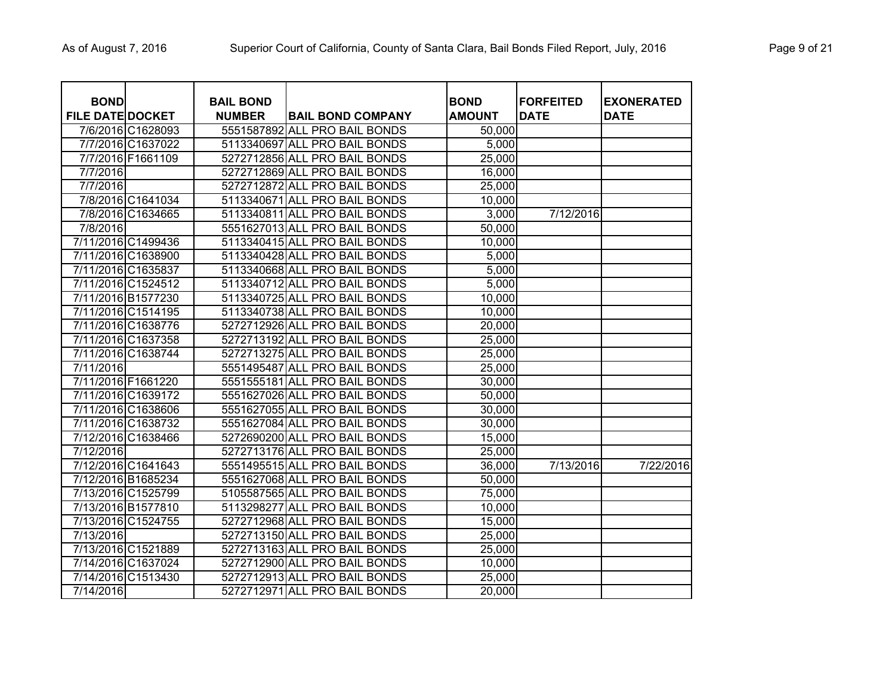| BOND FILE DATE | DOCKET | BAIL BOND NUMBER | BAIL BOND COMPANY | BOND AMOUNT | FORFEITED DATE | EXONERATED DATE |
|---|---|---|---|---|---|---|
| 7/6/2016 | C1628093 | 5551587892 | ALL PRO BAIL BONDS | 50,000 | | |
| 7/7/2016 | C1637022 | 5113340697 | ALL PRO BAIL BONDS | 5,000 | | |
| 7/7/2016 | F1661109 | 5272712856 | ALL PRO BAIL BONDS | 25,000 | | |
| 7/7/2016 | | 5272712869 | ALL PRO BAIL BONDS | 16,000 | | |
| 7/7/2016 | | 5272712872 | ALL PRO BAIL BONDS | 25,000 | | |
| 7/8/2016 | C1641034 | 5113340671 | ALL PRO BAIL BONDS | 10,000 | | |
| 7/8/2016 | C1634665 | 5113340811 | ALL PRO BAIL BONDS | 3,000 | 7/12/2016 | |
| 7/8/2016 | | 5551627013 | ALL PRO BAIL BONDS | 50,000 | | |
| 7/11/2016 | C1499436 | 5113340415 | ALL PRO BAIL BONDS | 10,000 | | |
| 7/11/2016 | C1638900 | 5113340428 | ALL PRO BAIL BONDS | 5,000 | | |
| 7/11/2016 | C1635837 | 5113340668 | ALL PRO BAIL BONDS | 5,000 | | |
| 7/11/2016 | C1524512 | 5113340712 | ALL PRO BAIL BONDS | 5,000 | | |
| 7/11/2016 | B1577230 | 5113340725 | ALL PRO BAIL BONDS | 10,000 | | |
| 7/11/2016 | C1514195 | 5113340738 | ALL PRO BAIL BONDS | 10,000 | | |
| 7/11/2016 | C1638776 | 5272712926 | ALL PRO BAIL BONDS | 20,000 | | |
| 7/11/2016 | C1637358 | 5272713192 | ALL PRO BAIL BONDS | 25,000 | | |
| 7/11/2016 | C1638744 | 5272713275 | ALL PRO BAIL BONDS | 25,000 | | |
| 7/11/2016 | | 5551495487 | ALL PRO BAIL BONDS | 25,000 | | |
| 7/11/2016 | F1661220 | 5551555181 | ALL PRO BAIL BONDS | 30,000 | | |
| 7/11/2016 | C1639172 | 5551627026 | ALL PRO BAIL BONDS | 50,000 | | |
| 7/11/2016 | C1638606 | 5551627055 | ALL PRO BAIL BONDS | 30,000 | | |
| 7/11/2016 | C1638732 | 5551627084 | ALL PRO BAIL BONDS | 30,000 | | |
| 7/12/2016 | C1638466 | 5272690200 | ALL PRO BAIL BONDS | 15,000 | | |
| 7/12/2016 | | 5272713176 | ALL PRO BAIL BONDS | 25,000 | | |
| 7/12/2016 | C1641643 | 5551495515 | ALL PRO BAIL BONDS | 36,000 | 7/13/2016 | 7/22/2016 |
| 7/12/2016 | B1685234 | 5551627068 | ALL PRO BAIL BONDS | 50,000 | | |
| 7/13/2016 | C1525799 | 5105587565 | ALL PRO BAIL BONDS | 75,000 | | |
| 7/13/2016 | B1577810 | 5113298277 | ALL PRO BAIL BONDS | 10,000 | | |
| 7/13/2016 | C1524755 | 5272712968 | ALL PRO BAIL BONDS | 15,000 | | |
| 7/13/2016 | | 5272713150 | ALL PRO BAIL BONDS | 25,000 | | |
| 7/13/2016 | C1521889 | 5272713163 | ALL PRO BAIL BONDS | 25,000 | | |
| 7/14/2016 | C1637024 | 5272712900 | ALL PRO BAIL BONDS | 10,000 | | |
| 7/14/2016 | C1513430 | 5272712913 | ALL PRO BAIL BONDS | 25,000 | | |
| 7/14/2016 | | 5272712971 | ALL PRO BAIL BONDS | 20,000 | | |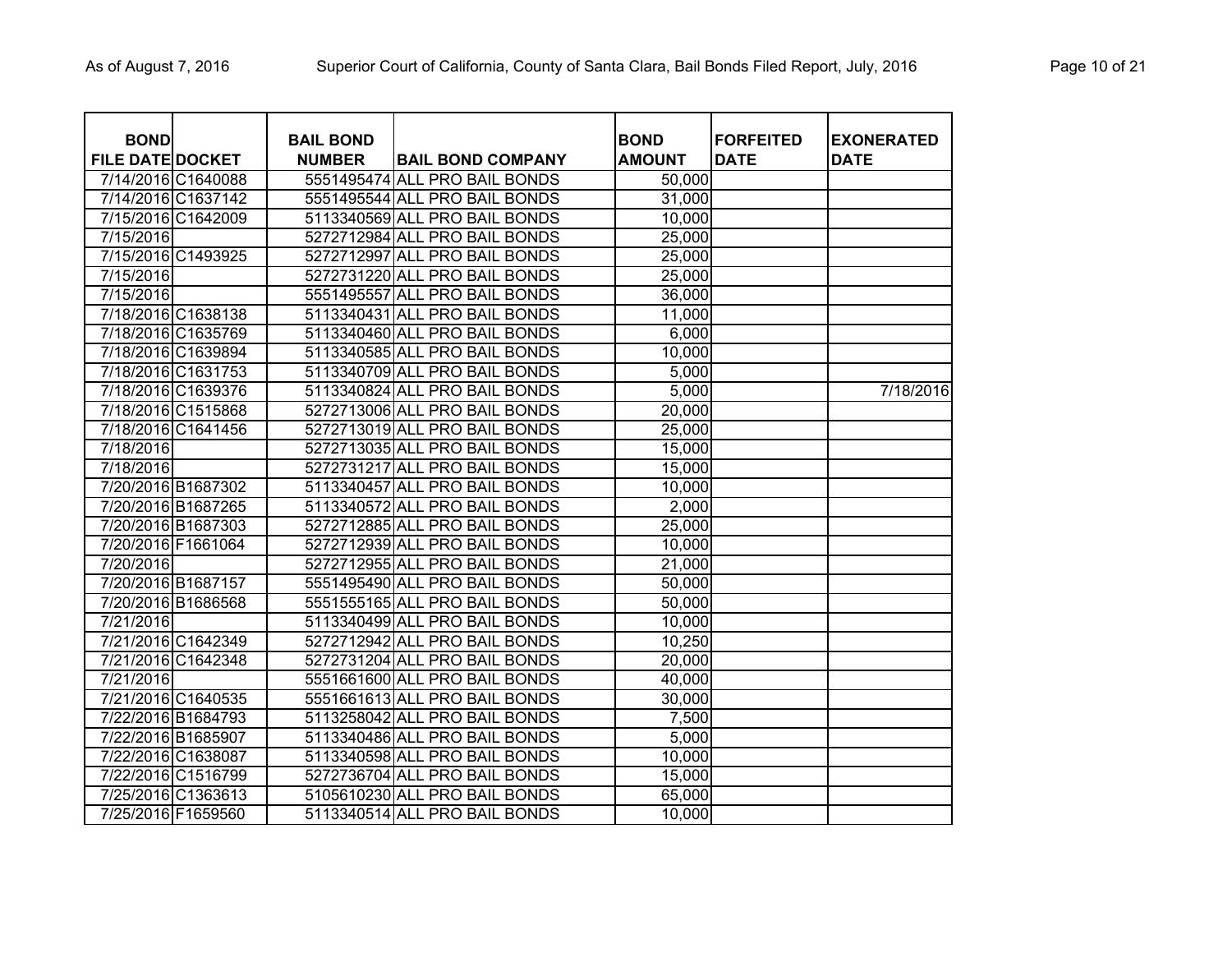| BOND FILE DATE | DOCKET | BAIL BOND NUMBER | BAIL BOND COMPANY | BOND AMOUNT | FORFEITED DATE | EXONERATED DATE |
|---|---|---|---|---|---|---|
| 7/14/2016 | C1640088 | 5551495474 | ALL PRO BAIL BONDS | 50,000 | | |
| 7/14/2016 | C1637142 | 5551495544 | ALL PRO BAIL BONDS | 31,000 | | |
| 7/15/2016 | C1642009 | 5113340569 | ALL PRO BAIL BONDS | 10,000 | | |
| 7/15/2016 | | 5272712984 | ALL PRO BAIL BONDS | 25,000 | | |
| 7/15/2016 | C1493925 | 5272712997 | ALL PRO BAIL BONDS | 25,000 | | |
| 7/15/2016 | | 5272731220 | ALL PRO BAIL BONDS | 25,000 | | |
| 7/15/2016 | | 5551495557 | ALL PRO BAIL BONDS | 36,000 | | |
| 7/18/2016 | C1638138 | 5113340431 | ALL PRO BAIL BONDS | 11,000 | | |
| 7/18/2016 | C1635769 | 5113340460 | ALL PRO BAIL BONDS | 6,000 | | |
| 7/18/2016 | C1639894 | 5113340585 | ALL PRO BAIL BONDS | 10,000 | | |
| 7/18/2016 | C1631753 | 5113340709 | ALL PRO BAIL BONDS | 5,000 | | |
| 7/18/2016 | C1639376 | 5113340824 | ALL PRO BAIL BONDS | 5,000 | | 7/18/2016 |
| 7/18/2016 | C1515868 | 5272713006 | ALL PRO BAIL BONDS | 20,000 | | |
| 7/18/2016 | C1641456 | 5272713019 | ALL PRO BAIL BONDS | 25,000 | | |
| 7/18/2016 | | 5272713035 | ALL PRO BAIL BONDS | 15,000 | | |
| 7/18/2016 | | 5272731217 | ALL PRO BAIL BONDS | 15,000 | | |
| 7/20/2016 | B1687302 | 5113340457 | ALL PRO BAIL BONDS | 10,000 | | |
| 7/20/2016 | B1687265 | 5113340572 | ALL PRO BAIL BONDS | 2,000 | | |
| 7/20/2016 | B1687303 | 5272712885 | ALL PRO BAIL BONDS | 25,000 | | |
| 7/20/2016 | F1661064 | 5272712939 | ALL PRO BAIL BONDS | 10,000 | | |
| 7/20/2016 | | 5272712955 | ALL PRO BAIL BONDS | 21,000 | | |
| 7/20/2016 | B1687157 | 5551495490 | ALL PRO BAIL BONDS | 50,000 | | |
| 7/20/2016 | B1686568 | 5551555165 | ALL PRO BAIL BONDS | 50,000 | | |
| 7/21/2016 | | 5113340499 | ALL PRO BAIL BONDS | 10,000 | | |
| 7/21/2016 | C1642349 | 5272712942 | ALL PRO BAIL BONDS | 10,250 | | |
| 7/21/2016 | C1642348 | 5272731204 | ALL PRO BAIL BONDS | 20,000 | | |
| 7/21/2016 | | 5551661600 | ALL PRO BAIL BONDS | 40,000 | | |
| 7/21/2016 | C1640535 | 5551661613 | ALL PRO BAIL BONDS | 30,000 | | |
| 7/22/2016 | B1684793 | 5113258042 | ALL PRO BAIL BONDS | 7,500 | | |
| 7/22/2016 | B1685907 | 5113340486 | ALL PRO BAIL BONDS | 5,000 | | |
| 7/22/2016 | C1638087 | 5113340598 | ALL PRO BAIL BONDS | 10,000 | | |
| 7/22/2016 | C1516799 | 5272736704 | ALL PRO BAIL BONDS | 15,000 | | |
| 7/25/2016 | C1363613 | 5105610230 | ALL PRO BAIL BONDS | 65,000 | | |
| 7/25/2016 | F1659560 | 5113340514 | ALL PRO BAIL BONDS | 10,000 | | |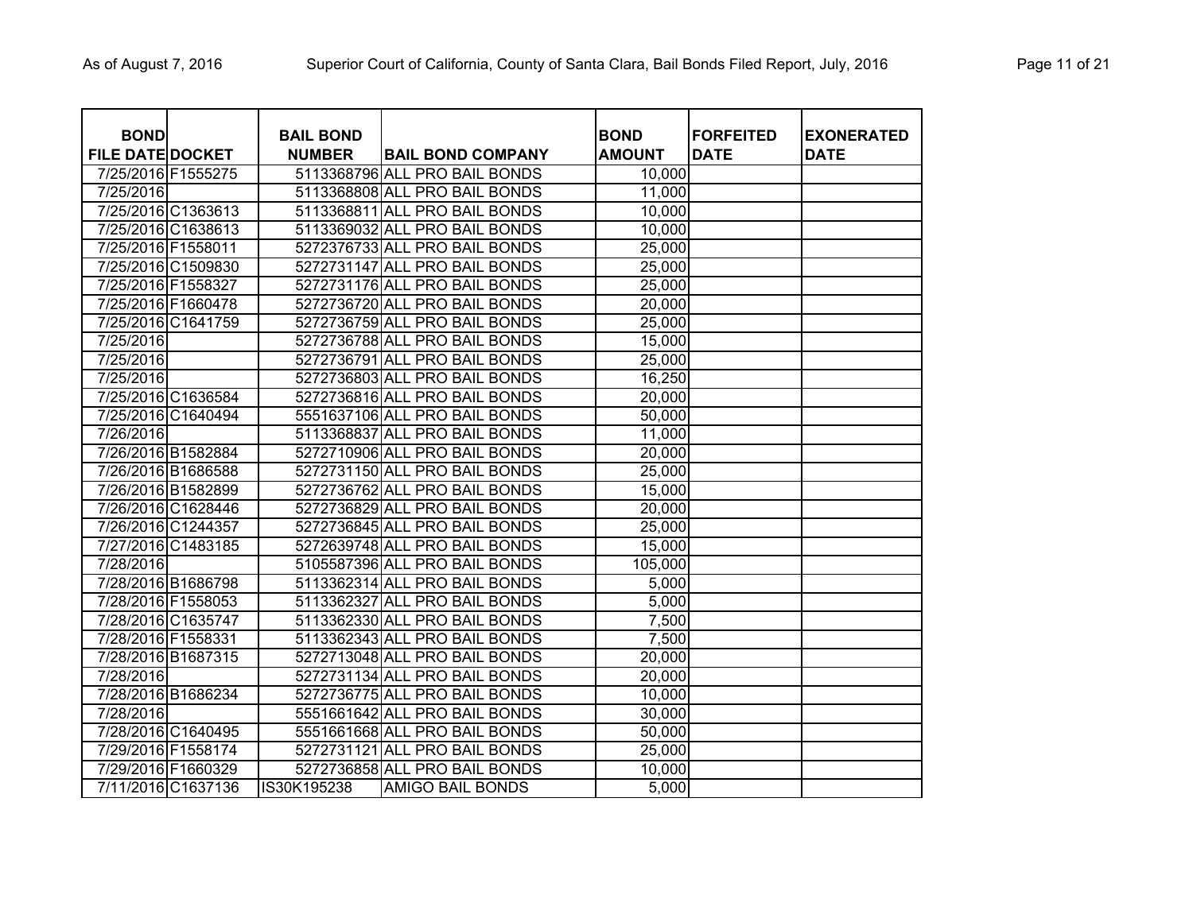| BOND FILE DATE | DOCKET | BAIL BOND NUMBER | BAIL BOND COMPANY | BOND AMOUNT | FORFEITED DATE | EXONERATED DATE |
|---|---|---|---|---|---|---|
| 7/25/2016 | F1555275 | 5113368796 | ALL PRO BAIL BONDS | 10,000 | | |
| 7/25/2016 | | 5113368808 | ALL PRO BAIL BONDS | 11,000 | | |
| 7/25/2016 | C1363613 | 5113368811 | ALL PRO BAIL BONDS | 10,000 | | |
| 7/25/2016 | C1638613 | 5113369032 | ALL PRO BAIL BONDS | 10,000 | | |
| 7/25/2016 | F1558011 | 5272376733 | ALL PRO BAIL BONDS | 25,000 | | |
| 7/25/2016 | C1509830 | 5272731147 | ALL PRO BAIL BONDS | 25,000 | | |
| 7/25/2016 | F1558327 | 5272731176 | ALL PRO BAIL BONDS | 25,000 | | |
| 7/25/2016 | F1660478 | 5272736720 | ALL PRO BAIL BONDS | 20,000 | | |
| 7/25/2016 | C1641759 | 5272736759 | ALL PRO BAIL BONDS | 25,000 | | |
| 7/25/2016 | | 5272736788 | ALL PRO BAIL BONDS | 15,000 | | |
| 7/25/2016 | | 5272736791 | ALL PRO BAIL BONDS | 25,000 | | |
| 7/25/2016 | | 5272736803 | ALL PRO BAIL BONDS | 16,250 | | |
| 7/25/2016 | C1636584 | 5272736816 | ALL PRO BAIL BONDS | 20,000 | | |
| 7/25/2016 | C1640494 | 5551637106 | ALL PRO BAIL BONDS | 50,000 | | |
| 7/26/2016 | | 5113368837 | ALL PRO BAIL BONDS | 11,000 | | |
| 7/26/2016 | B1582884 | 5272710906 | ALL PRO BAIL BONDS | 20,000 | | |
| 7/26/2016 | B1686588 | 5272731150 | ALL PRO BAIL BONDS | 25,000 | | |
| 7/26/2016 | B1582899 | 5272736762 | ALL PRO BAIL BONDS | 15,000 | | |
| 7/26/2016 | C1628446 | 5272736829 | ALL PRO BAIL BONDS | 20,000 | | |
| 7/26/2016 | C1244357 | 5272736845 | ALL PRO BAIL BONDS | 25,000 | | |
| 7/27/2016 | C1483185 | 5272639748 | ALL PRO BAIL BONDS | 15,000 | | |
| 7/28/2016 | | 5105587396 | ALL PRO BAIL BONDS | 105,000 | | |
| 7/28/2016 | B1686798 | 5113362314 | ALL PRO BAIL BONDS | 5,000 | | |
| 7/28/2016 | F1558053 | 5113362327 | ALL PRO BAIL BONDS | 5,000 | | |
| 7/28/2016 | C1635747 | 5113362330 | ALL PRO BAIL BONDS | 7,500 | | |
| 7/28/2016 | F1558331 | 5113362343 | ALL PRO BAIL BONDS | 7,500 | | |
| 7/28/2016 | B1687315 | 5272713048 | ALL PRO BAIL BONDS | 20,000 | | |
| 7/28/2016 | | 5272731134 | ALL PRO BAIL BONDS | 20,000 | | |
| 7/28/2016 | B1686234 | 5272736775 | ALL PRO BAIL BONDS | 10,000 | | |
| 7/28/2016 | | 5551661642 | ALL PRO BAIL BONDS | 30,000 | | |
| 7/28/2016 | C1640495 | 5551661668 | ALL PRO BAIL BONDS | 50,000 | | |
| 7/29/2016 | F1558174 | 5272731121 | ALL PRO BAIL BONDS | 25,000 | | |
| 7/29/2016 | F1660329 | 5272736858 | ALL PRO BAIL BONDS | 10,000 | | |
| 7/11/2016 | C1637136 | IS30K195238 | AMIGO BAIL BONDS | 5,000 | | |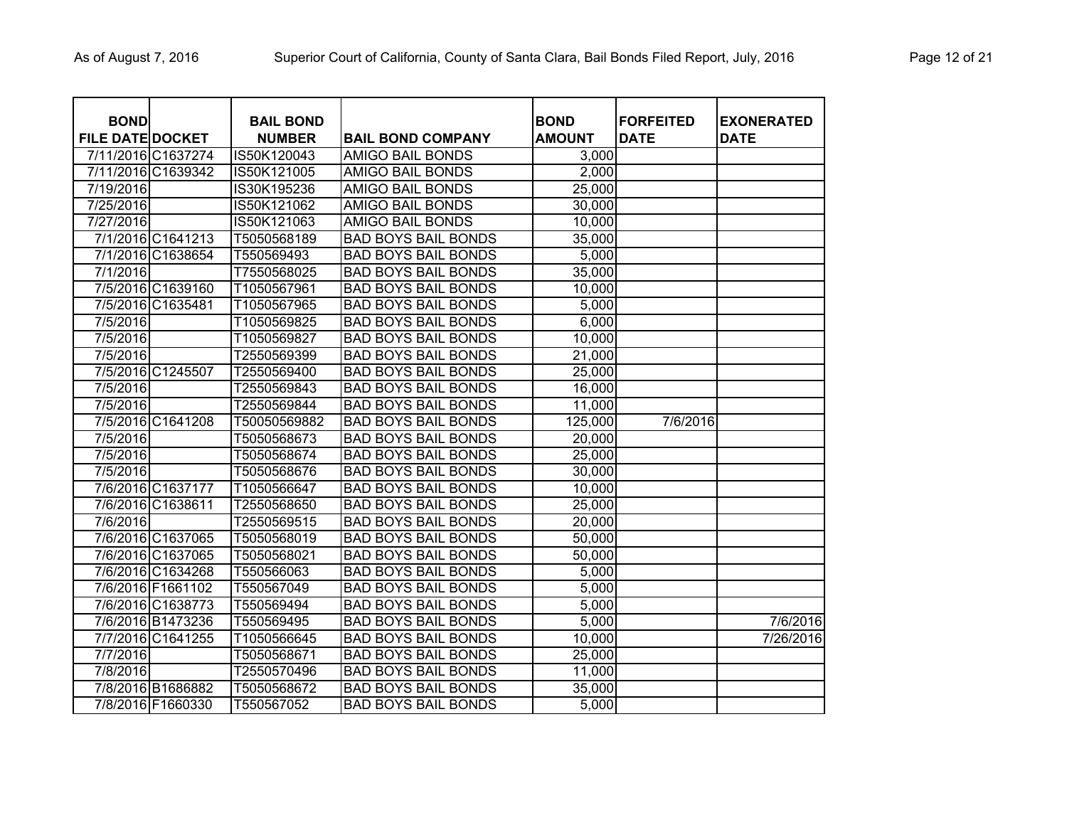| BOND FILE DATE | DOCKET | BAIL BOND NUMBER | BAIL BOND COMPANY | BOND AMOUNT | FORFEITED DATE | EXONERATED DATE |
|---|---|---|---|---|---|---|
| 7/11/2016 | C1637274 | IS50K120043 | AMIGO BAIL BONDS | 3,000 | | |
| 7/11/2016 | C1639342 | IS50K121005 | AMIGO BAIL BONDS | 2,000 | | |
| 7/19/2016 | | IS30K195236 | AMIGO BAIL BONDS | 25,000 | | |
| 7/25/2016 | | IS50K121062 | AMIGO BAIL BONDS | 30,000 | | |
| 7/27/2016 | | IS50K121063 | AMIGO BAIL BONDS | 10,000 | | |
| 7/1/2016 | C1641213 | T5050568189 | BAD BOYS BAIL BONDS | 35,000 | | |
| 7/1/2016 | C1638654 | T550569493 | BAD BOYS BAIL BONDS | 5,000 | | |
| 7/1/2016 | | T7550568025 | BAD BOYS BAIL BONDS | 35,000 | | |
| 7/5/2016 | C1639160 | T1050567961 | BAD BOYS BAIL BONDS | 10,000 | | |
| 7/5/2016 | C1635481 | T1050567965 | BAD BOYS BAIL BONDS | 5,000 | | |
| 7/5/2016 | | T1050569825 | BAD BOYS BAIL BONDS | 6,000 | | |
| 7/5/2016 | | T1050569827 | BAD BOYS BAIL BONDS | 10,000 | | |
| 7/5/2016 | | T2550569399 | BAD BOYS BAIL BONDS | 21,000 | | |
| 7/5/2016 | C1245507 | T2550569400 | BAD BOYS BAIL BONDS | 25,000 | | |
| 7/5/2016 | | T2550569843 | BAD BOYS BAIL BONDS | 16,000 | | |
| 7/5/2016 | | T2550569844 | BAD BOYS BAIL BONDS | 11,000 | | |
| 7/5/2016 | C1641208 | T50050569882 | BAD BOYS BAIL BONDS | 125,000 | 7/6/2016 | |
| 7/5/2016 | | T5050568673 | BAD BOYS BAIL BONDS | 20,000 | | |
| 7/5/2016 | | T5050568674 | BAD BOYS BAIL BONDS | 25,000 | | |
| 7/5/2016 | | T5050568676 | BAD BOYS BAIL BONDS | 30,000 | | |
| 7/6/2016 | C1637177 | T1050566647 | BAD BOYS BAIL BONDS | 10,000 | | |
| 7/6/2016 | C1638611 | T2550568650 | BAD BOYS BAIL BONDS | 25,000 | | |
| 7/6/2016 | | T2550569515 | BAD BOYS BAIL BONDS | 20,000 | | |
| 7/6/2016 | C1637065 | T5050568019 | BAD BOYS BAIL BONDS | 50,000 | | |
| 7/6/2016 | C1637065 | T5050568021 | BAD BOYS BAIL BONDS | 50,000 | | |
| 7/6/2016 | C1634268 | T550566063 | BAD BOYS BAIL BONDS | 5,000 | | |
| 7/6/2016 | F1661102 | T550567049 | BAD BOYS BAIL BONDS | 5,000 | | |
| 7/6/2016 | C1638773 | T550569494 | BAD BOYS BAIL BONDS | 5,000 | | |
| 7/6/2016 | B1473236 | T550569495 | BAD BOYS BAIL BONDS | 5,000 | | 7/6/2016 |
| 7/7/2016 | C1641255 | T1050566645 | BAD BOYS BAIL BONDS | 10,000 | | 7/26/2016 |
| 7/7/2016 | | T5050568671 | BAD BOYS BAIL BONDS | 25,000 | | |
| 7/8/2016 | | T2550570496 | BAD BOYS BAIL BONDS | 11,000 | | |
| 7/8/2016 | B1686882 | T5050568672 | BAD BOYS BAIL BONDS | 35,000 | | |
| 7/8/2016 | F1660330 | T550567052 | BAD BOYS BAIL BONDS | 5,000 | | |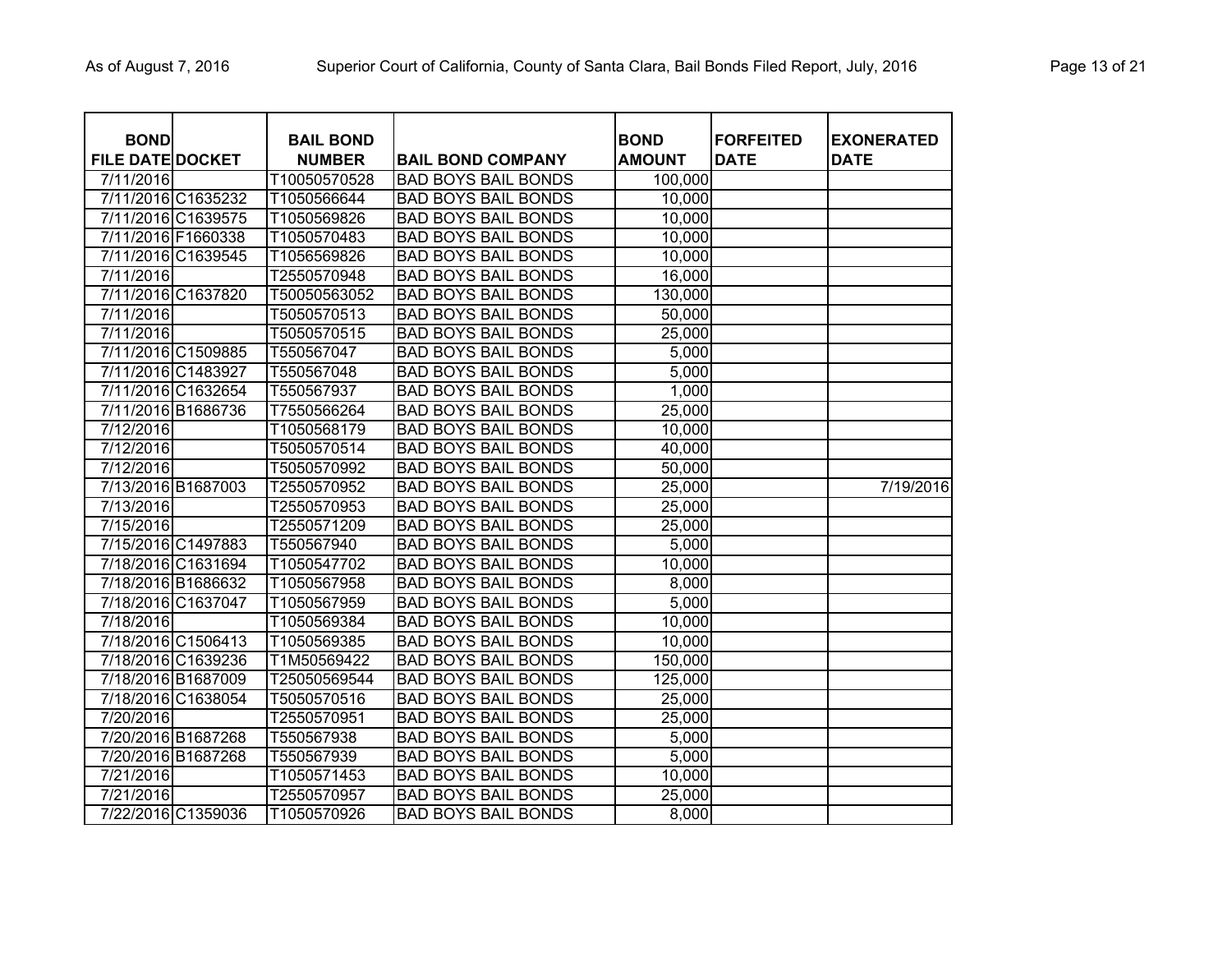| BOND FILE DATE | DOCKET | BAIL BOND NUMBER | BAIL BOND COMPANY | BOND AMOUNT | FORFEITED DATE | EXONERATED DATE |
|---|---|---|---|---|---|---|
| 7/11/2016 | | T10050570528 | BAD BOYS BAIL BONDS | 100,000 | | |
| 7/11/2016 | C1635232 | T1050566644 | BAD BOYS BAIL BONDS | 10,000 | | |
| 7/11/2016 | C1639575 | T1050569826 | BAD BOYS BAIL BONDS | 10,000 | | |
| 7/11/2016 | F1660338 | T1050570483 | BAD BOYS BAIL BONDS | 10,000 | | |
| 7/11/2016 | C1639545 | T1056569826 | BAD BOYS BAIL BONDS | 10,000 | | |
| 7/11/2016 | | T2550570948 | BAD BOYS BAIL BONDS | 16,000 | | |
| 7/11/2016 | C1637820 | T50050563052 | BAD BOYS BAIL BONDS | 130,000 | | |
| 7/11/2016 | | T5050570513 | BAD BOYS BAIL BONDS | 50,000 | | |
| 7/11/2016 | | T5050570515 | BAD BOYS BAIL BONDS | 25,000 | | |
| 7/11/2016 | C1509885 | T550567047 | BAD BOYS BAIL BONDS | 5,000 | | |
| 7/11/2016 | C1483927 | T550567048 | BAD BOYS BAIL BONDS | 5,000 | | |
| 7/11/2016 | C1632654 | T550567937 | BAD BOYS BAIL BONDS | 1,000 | | |
| 7/11/2016 | B1686736 | T7550566264 | BAD BOYS BAIL BONDS | 25,000 | | |
| 7/12/2016 | | T1050568179 | BAD BOYS BAIL BONDS | 10,000 | | |
| 7/12/2016 | | T5050570514 | BAD BOYS BAIL BONDS | 40,000 | | |
| 7/12/2016 | | T5050570992 | BAD BOYS BAIL BONDS | 50,000 | | |
| 7/13/2016 | B1687003 | T2550570952 | BAD BOYS BAIL BONDS | 25,000 | | 7/19/2016 |
| 7/13/2016 | | T2550570953 | BAD BOYS BAIL BONDS | 25,000 | | |
| 7/15/2016 | | T2550571209 | BAD BOYS BAIL BONDS | 25,000 | | |
| 7/15/2016 | C1497883 | T550567940 | BAD BOYS BAIL BONDS | 5,000 | | |
| 7/18/2016 | C1631694 | T1050547702 | BAD BOYS BAIL BONDS | 10,000 | | |
| 7/18/2016 | B1686632 | T1050567958 | BAD BOYS BAIL BONDS | 8,000 | | |
| 7/18/2016 | C1637047 | T1050567959 | BAD BOYS BAIL BONDS | 5,000 | | |
| 7/18/2016 | | T1050569384 | BAD BOYS BAIL BONDS | 10,000 | | |
| 7/18/2016 | C1506413 | T1050569385 | BAD BOYS BAIL BONDS | 10,000 | | |
| 7/18/2016 | C1639236 | T1M50569422 | BAD BOYS BAIL BONDS | 150,000 | | |
| 7/18/2016 | B1687009 | T25050569544 | BAD BOYS BAIL BONDS | 125,000 | | |
| 7/18/2016 | C1638054 | T5050570516 | BAD BOYS BAIL BONDS | 25,000 | | |
| 7/20/2016 | | T2550570951 | BAD BOYS BAIL BONDS | 25,000 | | |
| 7/20/2016 | B1687268 | T550567938 | BAD BOYS BAIL BONDS | 5,000 | | |
| 7/20/2016 | B1687268 | T550567939 | BAD BOYS BAIL BONDS | 5,000 | | |
| 7/21/2016 | | T1050571453 | BAD BOYS BAIL BONDS | 10,000 | | |
| 7/21/2016 | | T2550570957 | BAD BOYS BAIL BONDS | 25,000 | | |
| 7/22/2016 | C1359036 | T1050570926 | BAD BOYS BAIL BONDS | 8,000 | | |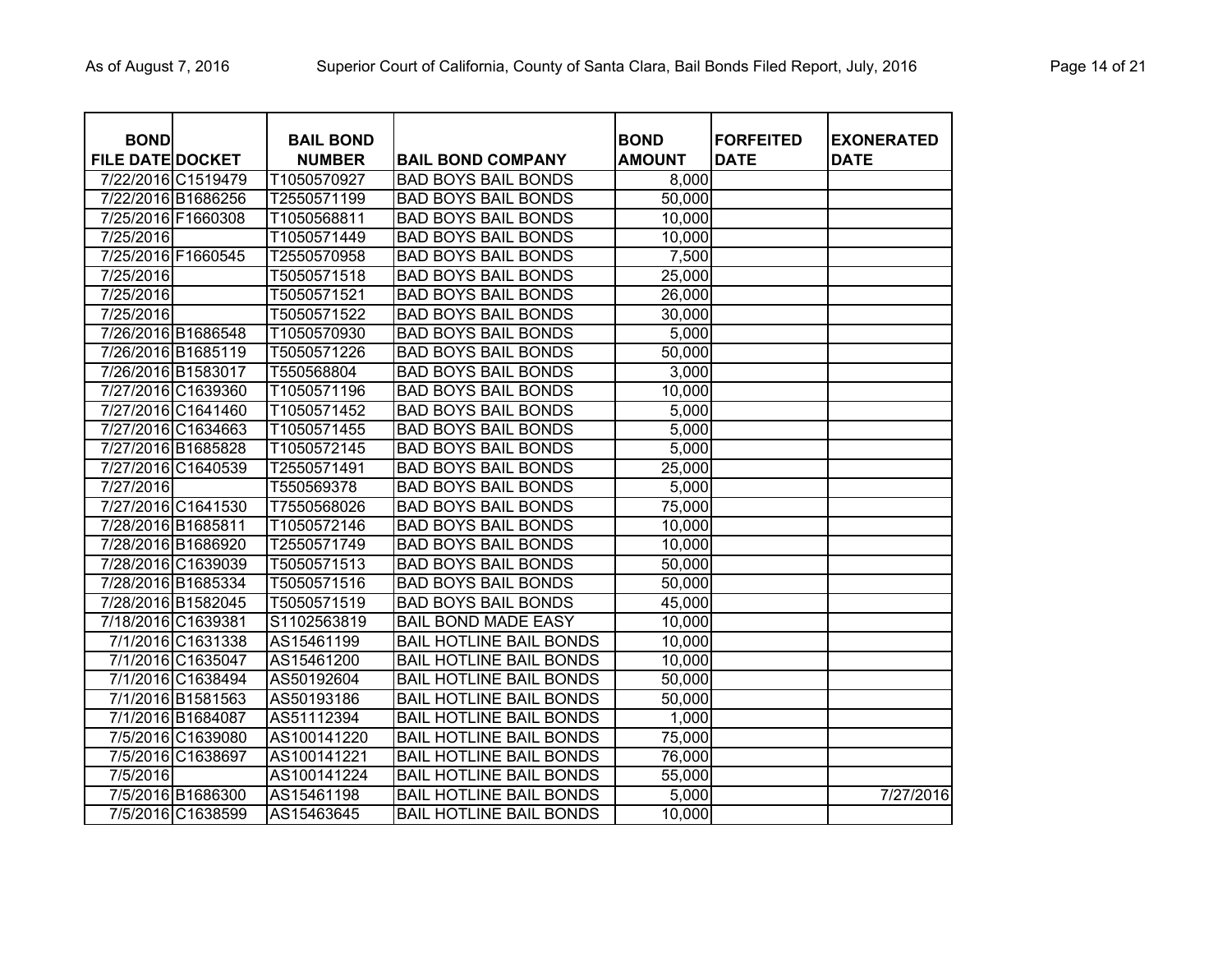| BOND FILE DATE | DOCKET | BAIL BOND NUMBER | BAIL BOND COMPANY | BOND AMOUNT | FORFEITED DATE | EXONERATED DATE |
|---|---|---|---|---|---|---|
| 7/22/2016 | C1519479 | T1050570927 | BAD BOYS BAIL BONDS | 8,000 | | |
| 7/22/2016 | B1686256 | T2550571199 | BAD BOYS BAIL BONDS | 50,000 | | |
| 7/25/2016 | F1660308 | T1050568811 | BAD BOYS BAIL BONDS | 10,000 | | |
| 7/25/2016 | | T1050571449 | BAD BOYS BAIL BONDS | 10,000 | | |
| 7/25/2016 | F1660545 | T2550570958 | BAD BOYS BAIL BONDS | 7,500 | | |
| 7/25/2016 | | T5050571518 | BAD BOYS BAIL BONDS | 25,000 | | |
| 7/25/2016 | | T5050571521 | BAD BOYS BAIL BONDS | 26,000 | | |
| 7/25/2016 | | T5050571522 | BAD BOYS BAIL BONDS | 30,000 | | |
| 7/26/2016 | B1686548 | T1050570930 | BAD BOYS BAIL BONDS | 5,000 | | |
| 7/26/2016 | B1685119 | T5050571226 | BAD BOYS BAIL BONDS | 50,000 | | |
| 7/26/2016 | B1583017 | T550568804 | BAD BOYS BAIL BONDS | 3,000 | | |
| 7/27/2016 | C1639360 | T1050571196 | BAD BOYS BAIL BONDS | 10,000 | | |
| 7/27/2016 | C1641460 | T1050571452 | BAD BOYS BAIL BONDS | 5,000 | | |
| 7/27/2016 | C1634663 | T1050571455 | BAD BOYS BAIL BONDS | 5,000 | | |
| 7/27/2016 | B1685828 | T1050572145 | BAD BOYS BAIL BONDS | 5,000 | | |
| 7/27/2016 | C1640539 | T2550571491 | BAD BOYS BAIL BONDS | 25,000 | | |
| 7/27/2016 | | T550569378 | BAD BOYS BAIL BONDS | 5,000 | | |
| 7/27/2016 | C1641530 | T7550568026 | BAD BOYS BAIL BONDS | 75,000 | | |
| 7/28/2016 | B1685811 | T1050572146 | BAD BOYS BAIL BONDS | 10,000 | | |
| 7/28/2016 | B1686920 | T2550571749 | BAD BOYS BAIL BONDS | 10,000 | | |
| 7/28/2016 | C1639039 | T5050571513 | BAD BOYS BAIL BONDS | 50,000 | | |
| 7/28/2016 | B1685334 | T5050571516 | BAD BOYS BAIL BONDS | 50,000 | | |
| 7/28/2016 | B1582045 | T5050571519 | BAD BOYS BAIL BONDS | 45,000 | | |
| 7/18/2016 | C1639381 | S1102563819 | BAIL BOND MADE EASY | 10,000 | | |
| 7/1/2016 | C1631338 | AS15461199 | BAIL HOTLINE BAIL BONDS | 10,000 | | |
| 7/1/2016 | C1635047 | AS15461200 | BAIL HOTLINE BAIL BONDS | 10,000 | | |
| 7/1/2016 | C1638494 | AS50192604 | BAIL HOTLINE BAIL BONDS | 50,000 | | |
| 7/1/2016 | B1581563 | AS50193186 | BAIL HOTLINE BAIL BONDS | 50,000 | | |
| 7/1/2016 | B1684087 | AS51112394 | BAIL HOTLINE BAIL BONDS | 1,000 | | |
| 7/5/2016 | C1639080 | AS100141220 | BAIL HOTLINE BAIL BONDS | 75,000 | | |
| 7/5/2016 | C1638697 | AS100141221 | BAIL HOTLINE BAIL BONDS | 76,000 | | |
| 7/5/2016 | | AS100141224 | BAIL HOTLINE BAIL BONDS | 55,000 | | |
| 7/5/2016 | B1686300 | AS15461198 | BAIL HOTLINE BAIL BONDS | 5,000 | | 7/27/2016 |
| 7/5/2016 | C1638599 | AS15463645 | BAIL HOTLINE BAIL BONDS | 10,000 | | |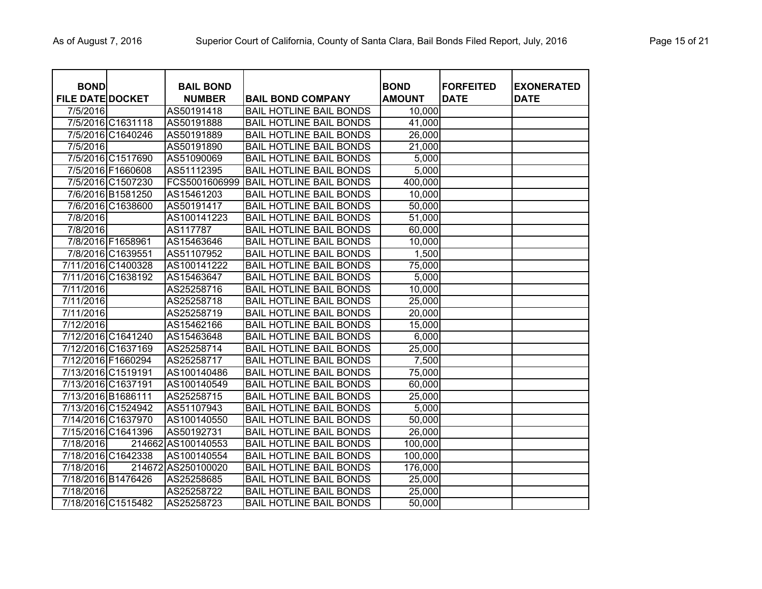| BOND FILE DATE | DOCKET | BAIL BOND NUMBER | BAIL BOND COMPANY | BOND AMOUNT | FORFEITED DATE | EXONERATED DATE |
|---|---|---|---|---|---|---|
| 7/5/2016 | | AS50191418 | BAIL HOTLINE BAIL BONDS | 10,000 | | |
| 7/5/2016 | C1631118 | AS50191888 | BAIL HOTLINE BAIL BONDS | 41,000 | | |
| 7/5/2016 | C1640246 | AS50191889 | BAIL HOTLINE BAIL BONDS | 26,000 | | |
| 7/5/2016 | | AS50191890 | BAIL HOTLINE BAIL BONDS | 21,000 | | |
| 7/5/2016 | C1517690 | AS51090069 | BAIL HOTLINE BAIL BONDS | 5,000 | | |
| 7/5/2016 | F1660608 | AS51112395 | BAIL HOTLINE BAIL BONDS | 5,000 | | |
| 7/5/2016 | C1507230 | FCS5001606999 | BAIL HOTLINE BAIL BONDS | 400,000 | | |
| 7/6/2016 | B1581250 | AS15461203 | BAIL HOTLINE BAIL BONDS | 10,000 | | |
| 7/6/2016 | C1638600 | AS50191417 | BAIL HOTLINE BAIL BONDS | 50,000 | | |
| 7/8/2016 | | AS100141223 | BAIL HOTLINE BAIL BONDS | 51,000 | | |
| 7/8/2016 | | AS117787 | BAIL HOTLINE BAIL BONDS | 60,000 | | |
| 7/8/2016 | F1658961 | AS15463646 | BAIL HOTLINE BAIL BONDS | 10,000 | | |
| 7/8/2016 | C1639551 | AS51107952 | BAIL HOTLINE BAIL BONDS | 1,500 | | |
| 7/11/2016 | C1400328 | AS100141222 | BAIL HOTLINE BAIL BONDS | 75,000 | | |
| 7/11/2016 | C1638192 | AS15463647 | BAIL HOTLINE BAIL BONDS | 5,000 | | |
| 7/11/2016 | | AS25258716 | BAIL HOTLINE BAIL BONDS | 10,000 | | |
| 7/11/2016 | | AS25258718 | BAIL HOTLINE BAIL BONDS | 25,000 | | |
| 7/11/2016 | | AS25258719 | BAIL HOTLINE BAIL BONDS | 20,000 | | |
| 7/12/2016 | | AS15462166 | BAIL HOTLINE BAIL BONDS | 15,000 | | |
| 7/12/2016 | C1641240 | AS15463648 | BAIL HOTLINE BAIL BONDS | 6,000 | | |
| 7/12/2016 | C1637169 | AS25258714 | BAIL HOTLINE BAIL BONDS | 25,000 | | |
| 7/12/2016 | F1660294 | AS25258717 | BAIL HOTLINE BAIL BONDS | 7,500 | | |
| 7/13/2016 | C1519191 | AS100140486 | BAIL HOTLINE BAIL BONDS | 75,000 | | |
| 7/13/2016 | C1637191 | AS100140549 | BAIL HOTLINE BAIL BONDS | 60,000 | | |
| 7/13/2016 | B1686111 | AS25258715 | BAIL HOTLINE BAIL BONDS | 25,000 | | |
| 7/13/2016 | C1524942 | AS51107943 | BAIL HOTLINE BAIL BONDS | 5,000 | | |
| 7/14/2016 | C1637970 | AS100140550 | BAIL HOTLINE BAIL BONDS | 50,000 | | |
| 7/15/2016 | C1641396 | AS50192731 | BAIL HOTLINE BAIL BONDS | 26,000 | | |
| 7/18/2016 | 214662 | AS100140553 | BAIL HOTLINE BAIL BONDS | 100,000 | | |
| 7/18/2016 | C1642338 | AS100140554 | BAIL HOTLINE BAIL BONDS | 100,000 | | |
| 7/18/2016 | 214672 | AS250100020 | BAIL HOTLINE BAIL BONDS | 176,000 | | |
| 7/18/2016 | B1476426 | AS25258685 | BAIL HOTLINE BAIL BONDS | 25,000 | | |
| 7/18/2016 | | AS25258722 | BAIL HOTLINE BAIL BONDS | 25,000 | | |
| 7/18/2016 | C1515482 | AS25258723 | BAIL HOTLINE BAIL BONDS | 50,000 | | |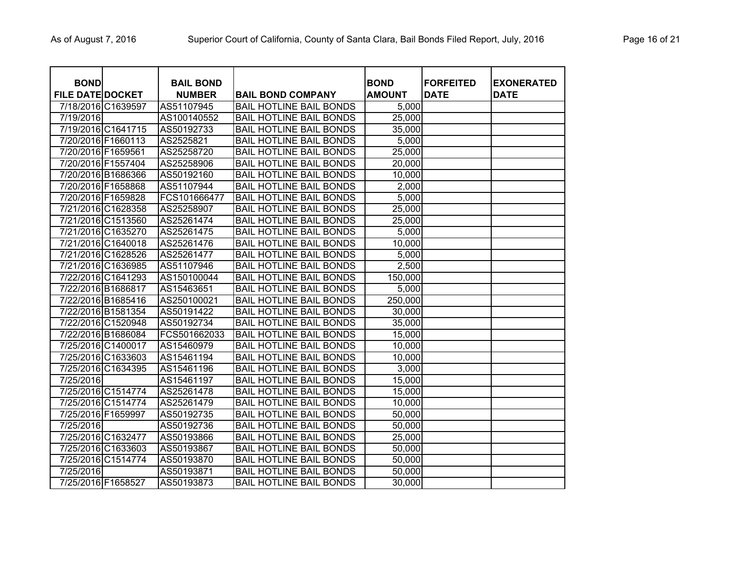| BOND FILE DATE | DOCKET | BAIL BOND NUMBER | BAIL BOND COMPANY | BOND AMOUNT | FORFEITED DATE | EXONERATED DATE |
|---|---|---|---|---|---|---|
| 7/18/2016 | C1639597 | AS51107945 | BAIL HOTLINE BAIL BONDS | 5,000 | | |
| 7/19/2016 | | AS100140552 | BAIL HOTLINE BAIL BONDS | 25,000 | | |
| 7/19/2016 | C1641715 | AS50192733 | BAIL HOTLINE BAIL BONDS | 35,000 | | |
| 7/20/2016 | F1660113 | AS2525821 | BAIL HOTLINE BAIL BONDS | 5,000 | | |
| 7/20/2016 | F1659561 | AS25258720 | BAIL HOTLINE BAIL BONDS | 25,000 | | |
| 7/20/2016 | F1557404 | AS25258906 | BAIL HOTLINE BAIL BONDS | 20,000 | | |
| 7/20/2016 | B1686366 | AS50192160 | BAIL HOTLINE BAIL BONDS | 10,000 | | |
| 7/20/2016 | F1658868 | AS51107944 | BAIL HOTLINE BAIL BONDS | 2,000 | | |
| 7/20/2016 | F1659828 | FCS101666477 | BAIL HOTLINE BAIL BONDS | 5,000 | | |
| 7/21/2016 | C1628358 | AS25258907 | BAIL HOTLINE BAIL BONDS | 25,000 | | |
| 7/21/2016 | C1513560 | AS25261474 | BAIL HOTLINE BAIL BONDS | 25,000 | | |
| 7/21/2016 | C1635270 | AS25261475 | BAIL HOTLINE BAIL BONDS | 5,000 | | |
| 7/21/2016 | C1640018 | AS25261476 | BAIL HOTLINE BAIL BONDS | 10,000 | | |
| 7/21/2016 | C1628526 | AS25261477 | BAIL HOTLINE BAIL BONDS | 5,000 | | |
| 7/21/2016 | C1636985 | AS51107946 | BAIL HOTLINE BAIL BONDS | 2,500 | | |
| 7/22/2016 | C1641293 | AS150100044 | BAIL HOTLINE BAIL BONDS | 150,000 | | |
| 7/22/2016 | B1686817 | AS15463651 | BAIL HOTLINE BAIL BONDS | 5,000 | | |
| 7/22/2016 | B1685416 | AS250100021 | BAIL HOTLINE BAIL BONDS | 250,000 | | |
| 7/22/2016 | B1581354 | AS50191422 | BAIL HOTLINE BAIL BONDS | 30,000 | | |
| 7/22/2016 | C1520948 | AS50192734 | BAIL HOTLINE BAIL BONDS | 35,000 | | |
| 7/22/2016 | B1686084 | FCS501662033 | BAIL HOTLINE BAIL BONDS | 15,000 | | |
| 7/25/2016 | C1400017 | AS15460979 | BAIL HOTLINE BAIL BONDS | 10,000 | | |
| 7/25/2016 | C1633603 | AS15461194 | BAIL HOTLINE BAIL BONDS | 10,000 | | |
| 7/25/2016 | C1634395 | AS15461196 | BAIL HOTLINE BAIL BONDS | 3,000 | | |
| 7/25/2016 | | AS15461197 | BAIL HOTLINE BAIL BONDS | 15,000 | | |
| 7/25/2016 | C1514774 | AS25261478 | BAIL HOTLINE BAIL BONDS | 15,000 | | |
| 7/25/2016 | C1514774 | AS25261479 | BAIL HOTLINE BAIL BONDS | 10,000 | | |
| 7/25/2016 | F1659997 | AS50192735 | BAIL HOTLINE BAIL BONDS | 50,000 | | |
| 7/25/2016 | | AS50192736 | BAIL HOTLINE BAIL BONDS | 50,000 | | |
| 7/25/2016 | C1632477 | AS50193866 | BAIL HOTLINE BAIL BONDS | 25,000 | | |
| 7/25/2016 | C1633603 | AS50193867 | BAIL HOTLINE BAIL BONDS | 50,000 | | |
| 7/25/2016 | C1514774 | AS50193870 | BAIL HOTLINE BAIL BONDS | 50,000 | | |
| 7/25/2016 | | AS50193871 | BAIL HOTLINE BAIL BONDS | 50,000 | | |
| 7/25/2016 | F1658527 | AS50193873 | BAIL HOTLINE BAIL BONDS | 30,000 | | |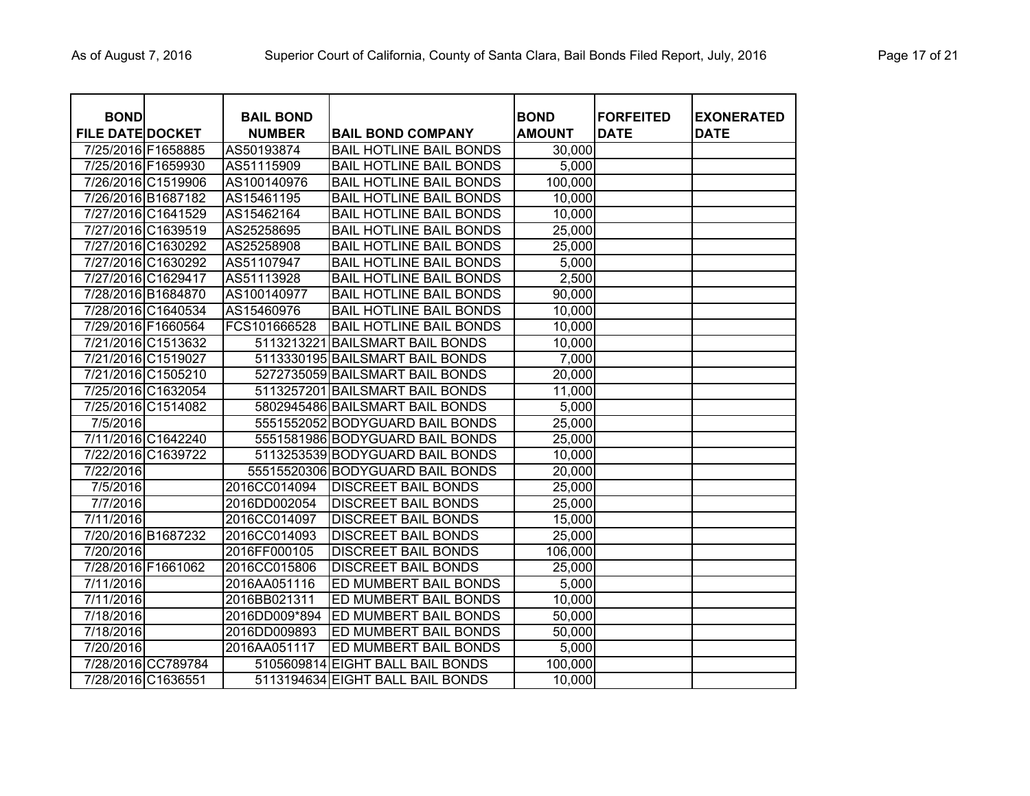| BOND FILE DATE | DOCKET | BAIL BOND NUMBER | BAIL BOND COMPANY | BOND AMOUNT | FORFEITED DATE | EXONERATED DATE |
|---|---|---|---|---|---|---|
| 7/25/2016 | F1658885 | AS50193874 | BAIL HOTLINE BAIL BONDS | 30,000 | | |
| 7/25/2016 | F1659930 | AS51115909 | BAIL HOTLINE BAIL BONDS | 5,000 | | |
| 7/26/2016 | C1519906 | AS100140976 | BAIL HOTLINE BAIL BONDS | 100,000 | | |
| 7/26/2016 | B1687182 | AS15461195 | BAIL HOTLINE BAIL BONDS | 10,000 | | |
| 7/27/2016 | C1641529 | AS15462164 | BAIL HOTLINE BAIL BONDS | 10,000 | | |
| 7/27/2016 | C1639519 | AS25258695 | BAIL HOTLINE BAIL BONDS | 25,000 | | |
| 7/27/2016 | C1630292 | AS25258908 | BAIL HOTLINE BAIL BONDS | 25,000 | | |
| 7/27/2016 | C1630292 | AS51107947 | BAIL HOTLINE BAIL BONDS | 5,000 | | |
| 7/27/2016 | C1629417 | AS51113928 | BAIL HOTLINE BAIL BONDS | 2,500 | | |
| 7/28/2016 | B1684870 | AS100140977 | BAIL HOTLINE BAIL BONDS | 90,000 | | |
| 7/28/2016 | C1640534 | AS15460976 | BAIL HOTLINE BAIL BONDS | 10,000 | | |
| 7/29/2016 | F1660564 | FCS101666528 | BAIL HOTLINE BAIL BONDS | 10,000 | | |
| 7/21/2016 | C1513632 | 5113213221 | BAILSMART BAIL BONDS | 10,000 | | |
| 7/21/2016 | C1519027 | 5113330195 | BAILSMART BAIL BONDS | 7,000 | | |
| 7/21/2016 | C1505210 | 5272735059 | BAILSMART BAIL BONDS | 20,000 | | |
| 7/25/2016 | C1632054 | 5113257201 | BAILSMART BAIL BONDS | 11,000 | | |
| 7/25/2016 | C1514082 | 5802945486 | BAILSMART BAIL BONDS | 5,000 | | |
| 7/5/2016 | | 5551552052 | BODYGUARD BAIL BONDS | 25,000 | | |
| 7/11/2016 | C1642240 | 5551581986 | BODYGUARD BAIL BONDS | 25,000 | | |
| 7/22/2016 | C1639722 | 5113253539 | BODYGUARD BAIL BONDS | 10,000 | | |
| 7/22/2016 | | 55515520306 | BODYGUARD BAIL BONDS | 20,000 | | |
| 7/5/2016 | | 2016CC014094 | DISCREET BAIL BONDS | 25,000 | | |
| 7/7/2016 | | 2016DD002054 | DISCREET BAIL BONDS | 25,000 | | |
| 7/11/2016 | | 2016CC014097 | DISCREET BAIL BONDS | 15,000 | | |
| 7/20/2016 | B1687232 | 2016CC014093 | DISCREET BAIL BONDS | 25,000 | | |
| 7/20/2016 | | 2016FF000105 | DISCREET BAIL BONDS | 106,000 | | |
| 7/28/2016 | F1661062 | 2016CC015806 | DISCREET BAIL BONDS | 25,000 | | |
| 7/11/2016 | | 2016AA051116 | ED MUMBERT BAIL BONDS | 5,000 | | |
| 7/11/2016 | | 2016BB021311 | ED MUMBERT BAIL BONDS | 10,000 | | |
| 7/18/2016 | | 2016DD009*894 | ED MUMBERT BAIL BONDS | 50,000 | | |
| 7/18/2016 | | 2016DD009893 | ED MUMBERT BAIL BONDS | 50,000 | | |
| 7/20/2016 | | 2016AA051117 | ED MUMBERT BAIL BONDS | 5,000 | | |
| 7/28/2016 | CC789784 | 5105609814 | EIGHT BALL BAIL BONDS | 100,000 | | |
| 7/28/2016 | C1636551 | 5113194634 | EIGHT BALL BAIL BONDS | 10,000 | | |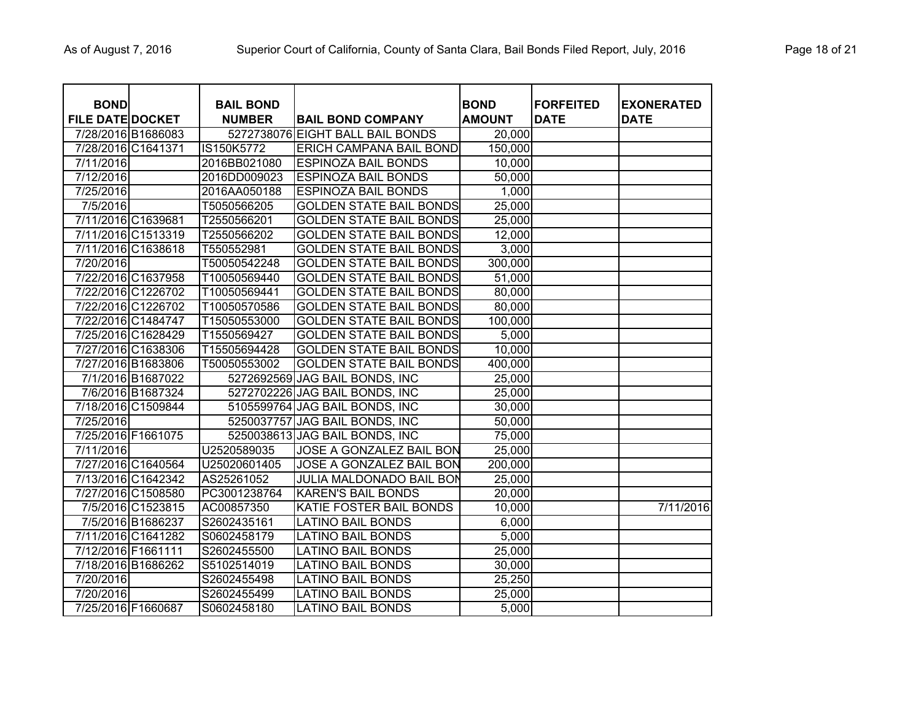| BOND FILE DATE | DOCKET | BAIL BOND NUMBER | BAIL BOND COMPANY | BOND AMOUNT | FORFEITED DATE | EXONERATED DATE |
|---|---|---|---|---|---|---|
| 7/28/2016 | B1686083 | 5272738076 | EIGHT BALL BAIL BONDS | 20,000 | | |
| 7/28/2016 | C1641371 | IS150K5772 | ERICH CAMPANA BAIL BOND | 150,000 | | |
| 7/11/2016 | | 2016BB021080 | ESPINOZA BAIL BONDS | 10,000 | | |
| 7/12/2016 | | 2016DD009023 | ESPINOZA BAIL BONDS | 50,000 | | |
| 7/25/2016 | | 2016AA050188 | ESPINOZA BAIL BONDS | 1,000 | | |
| 7/5/2016 | | T5050566205 | GOLDEN STATE BAIL BONDS | 25,000 | | |
| 7/11/2016 | C1639681 | T2550566201 | GOLDEN STATE BAIL BONDS | 25,000 | | |
| 7/11/2016 | C1513319 | T2550566202 | GOLDEN STATE BAIL BONDS | 12,000 | | |
| 7/11/2016 | C1638618 | T550552981 | GOLDEN STATE BAIL BONDS | 3,000 | | |
| 7/20/2016 | | T50050542248 | GOLDEN STATE BAIL BONDS | 300,000 | | |
| 7/22/2016 | C1637958 | T10050569440 | GOLDEN STATE BAIL BONDS | 51,000 | | |
| 7/22/2016 | C1226702 | T10050569441 | GOLDEN STATE BAIL BONDS | 80,000 | | |
| 7/22/2016 | C1226702 | T10050570586 | GOLDEN STATE BAIL BONDS | 80,000 | | |
| 7/22/2016 | C1484747 | T15050553000 | GOLDEN STATE BAIL BONDS | 100,000 | | |
| 7/25/2016 | C1628429 | T1550569427 | GOLDEN STATE BAIL BONDS | 5,000 | | |
| 7/27/2016 | C1638306 | T15505694428 | GOLDEN STATE BAIL BONDS | 10,000 | | |
| 7/27/2016 | B1683806 | T50050553002 | GOLDEN STATE BAIL BONDS | 400,000 | | |
| 7/1/2016 | B1687022 | 5272692569 | JAG BAIL BONDS, INC | 25,000 | | |
| 7/6/2016 | B1687324 | 5272702226 | JAG BAIL BONDS, INC | 25,000 | | |
| 7/18/2016 | C1509844 | 5105599764 | JAG BAIL BONDS, INC | 30,000 | | |
| 7/25/2016 | | 5250037757 | JAG BAIL BONDS, INC | 50,000 | | |
| 7/25/2016 | F1661075 | 5250038613 | JAG BAIL BONDS, INC | 75,000 | | |
| 7/11/2016 | | U2520589035 | JOSE A GONZALEZ BAIL BON | 25,000 | | |
| 7/27/2016 | C1640564 | U25020601405 | JOSE A GONZALEZ BAIL BON | 200,000 | | |
| 7/13/2016 | C1642342 | AS25261052 | JULIA MALDONADO BAIL BON | 25,000 | | |
| 7/27/2016 | C1508580 | PC3001238764 | KAREN'S BAIL BONDS | 20,000 | | |
| 7/5/2016 | C1523815 | AC00857350 | KATIE FOSTER BAIL BONDS | 10,000 | | 7/11/2016 |
| 7/5/2016 | B1686237 | S2602435161 | LATINO BAIL BONDS | 6,000 | | |
| 7/11/2016 | C1641282 | S0602458179 | LATINO BAIL BONDS | 5,000 | | |
| 7/12/2016 | F1661111 | S2602455500 | LATINO BAIL BONDS | 25,000 | | |
| 7/18/2016 | B1686262 | S5102514019 | LATINO BAIL BONDS | 30,000 | | |
| 7/20/2016 | | S2602455498 | LATINO BAIL BONDS | 25,250 | | |
| 7/20/2016 | | S2602455499 | LATINO BAIL BONDS | 25,000 | | |
| 7/25/2016 | F1660687 | S0602458180 | LATINO BAIL BONDS | 5,000 | | |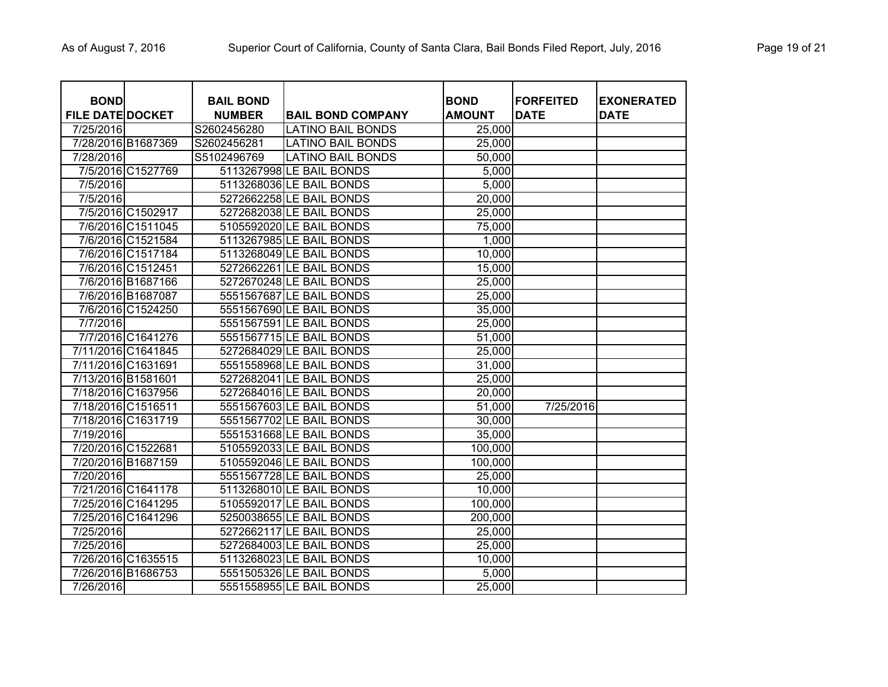| BOND FILE DATE | DOCKET | BAIL BOND NUMBER | BAIL BOND COMPANY | BOND AMOUNT | FORFEITED DATE | EXONERATED DATE |
|---|---|---|---|---|---|---|
| 7/25/2016 | | S2602456280 | LATINO BAIL BONDS | 25,000 | | |
| 7/28/2016 | B1687369 | S2602456281 | LATINO BAIL BONDS | 25,000 | | |
| 7/28/2016 | | S5102496769 | LATINO BAIL BONDS | 50,000 | | |
| 7/5/2016 | C1527769 | 5113267998 | LE BAIL BONDS | 5,000 | | |
| 7/5/2016 | | 5113268036 | LE BAIL BONDS | 5,000 | | |
| 7/5/2016 | | 5272662258 | LE BAIL BONDS | 20,000 | | |
| 7/5/2016 | C1502917 | 5272682038 | LE BAIL BONDS | 25,000 | | |
| 7/6/2016 | C1511045 | 5105592020 | LE BAIL BONDS | 75,000 | | |
| 7/6/2016 | C1521584 | 5113267985 | LE BAIL BONDS | 1,000 | | |
| 7/6/2016 | C1517184 | 5113268049 | LE BAIL BONDS | 10,000 | | |
| 7/6/2016 | C1512451 | 5272662261 | LE BAIL BONDS | 15,000 | | |
| 7/6/2016 | B1687166 | 5272670248 | LE BAIL BONDS | 25,000 | | |
| 7/6/2016 | B1687087 | 5551567687 | LE BAIL BONDS | 25,000 | | |
| 7/6/2016 | C1524250 | 5551567690 | LE BAIL BONDS | 35,000 | | |
| 7/7/2016 | | 5551567591 | LE BAIL BONDS | 25,000 | | |
| 7/7/2016 | C1641276 | 5551567715 | LE BAIL BONDS | 51,000 | | |
| 7/11/2016 | C1641845 | 5272684029 | LE BAIL BONDS | 25,000 | | |
| 7/11/2016 | C1631691 | 5551558968 | LE BAIL BONDS | 31,000 | | |
| 7/13/2016 | B1581601 | 5272682041 | LE BAIL BONDS | 25,000 | | |
| 7/18/2016 | C1637956 | 5272684016 | LE BAIL BONDS | 20,000 | | |
| 7/18/2016 | C1516511 | 5551567603 | LE BAIL BONDS | 51,000 | 7/25/2016 | |
| 7/18/2016 | C1631719 | 5551567702 | LE BAIL BONDS | 30,000 | | |
| 7/19/2016 | | 5551531668 | LE BAIL BONDS | 35,000 | | |
| 7/20/2016 | C1522681 | 5105592033 | LE BAIL BONDS | 100,000 | | |
| 7/20/2016 | B1687159 | 5105592046 | LE BAIL BONDS | 100,000 | | |
| 7/20/2016 | | 5551567728 | LE BAIL BONDS | 25,000 | | |
| 7/21/2016 | C1641178 | 5113268010 | LE BAIL BONDS | 10,000 | | |
| 7/25/2016 | C1641295 | 5105592017 | LE BAIL BONDS | 100,000 | | |
| 7/25/2016 | C1641296 | 5250038655 | LE BAIL BONDS | 200,000 | | |
| 7/25/2016 | | 5272662117 | LE BAIL BONDS | 25,000 | | |
| 7/25/2016 | | 5272684003 | LE BAIL BONDS | 25,000 | | |
| 7/26/2016 | C1635515 | 5113268023 | LE BAIL BONDS | 10,000 | | |
| 7/26/2016 | B1686753 | 5551505326 | LE BAIL BONDS | 5,000 | | |
| 7/26/2016 | | 5551558955 | LE BAIL BONDS | 25,000 | | |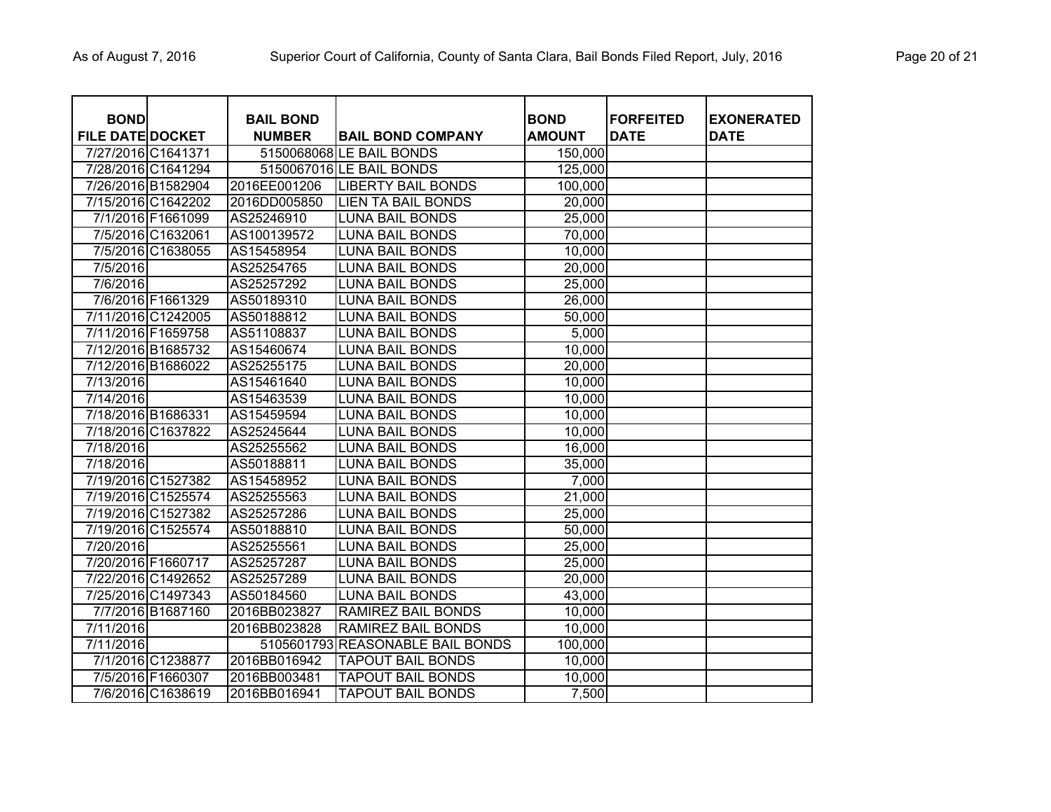| BOND FILE DATE | DOCKET | BAIL BOND NUMBER | BAIL BOND COMPANY | BOND AMOUNT | FORFEITED DATE | EXONERATED DATE |
|---|---|---|---|---|---|---|
| 7/27/2016 | C1641371 | 5150068068 | LE BAIL BONDS | 150,000 | | |
| 7/28/2016 | C1641294 | 5150067016 | LE BAIL BONDS | 125,000 | | |
| 7/26/2016 | B1582904 | 2016EE001206 | LIBERTY BAIL BONDS | 100,000 | | |
| 7/15/2016 | C1642202 | 2016DD005850 | LIEN TA BAIL BONDS | 20,000 | | |
| 7/1/2016 | F1661099 | AS25246910 | LUNA BAIL BONDS | 25,000 | | |
| 7/5/2016 | C1632061 | AS100139572 | LUNA BAIL BONDS | 70,000 | | |
| 7/5/2016 | C1638055 | AS15458954 | LUNA BAIL BONDS | 10,000 | | |
| 7/5/2016 | | AS25254765 | LUNA BAIL BONDS | 20,000 | | |
| 7/6/2016 | | AS25257292 | LUNA BAIL BONDS | 25,000 | | |
| 7/6/2016 | F1661329 | AS50189310 | LUNA BAIL BONDS | 26,000 | | |
| 7/11/2016 | C1242005 | AS50188812 | LUNA BAIL BONDS | 50,000 | | |
| 7/11/2016 | F1659758 | AS51108837 | LUNA BAIL BONDS | 5,000 | | |
| 7/12/2016 | B1685732 | AS15460674 | LUNA BAIL BONDS | 10,000 | | |
| 7/12/2016 | B1686022 | AS25255175 | LUNA BAIL BONDS | 20,000 | | |
| 7/13/2016 | | AS15461640 | LUNA BAIL BONDS | 10,000 | | |
| 7/14/2016 | | AS15463539 | LUNA BAIL BONDS | 10,000 | | |
| 7/18/2016 | B1686331 | AS15459594 | LUNA BAIL BONDS | 10,000 | | |
| 7/18/2016 | C1637822 | AS25245644 | LUNA BAIL BONDS | 10,000 | | |
| 7/18/2016 | | AS25255562 | LUNA BAIL BONDS | 16,000 | | |
| 7/18/2016 | | AS50188811 | LUNA BAIL BONDS | 35,000 | | |
| 7/19/2016 | C1527382 | AS15458952 | LUNA BAIL BONDS | 7,000 | | |
| 7/19/2016 | C1525574 | AS25255563 | LUNA BAIL BONDS | 21,000 | | |
| 7/19/2016 | C1527382 | AS25257286 | LUNA BAIL BONDS | 25,000 | | |
| 7/19/2016 | C1525574 | AS50188810 | LUNA BAIL BONDS | 50,000 | | |
| 7/20/2016 | | AS25255561 | LUNA BAIL BONDS | 25,000 | | |
| 7/20/2016 | F1660717 | AS25257287 | LUNA BAIL BONDS | 25,000 | | |
| 7/22/2016 | C1492652 | AS25257289 | LUNA BAIL BONDS | 20,000 | | |
| 7/25/2016 | C1497343 | AS50184560 | LUNA BAIL BONDS | 43,000 | | |
| 7/7/2016 | B1687160 | 2016BB023827 | RAMIREZ BAIL BONDS | 10,000 | | |
| 7/11/2016 | | 2016BB023828 | RAMIREZ BAIL BONDS | 10,000 | | |
| 7/11/2016 | | 5105601793 | REASONABLE BAIL BONDS | 100,000 | | |
| 7/1/2016 | C1238877 | 2016BB016942 | TAPOUT BAIL BONDS | 10,000 | | |
| 7/5/2016 | F1660307 | 2016BB003481 | TAPOUT BAIL BONDS | 10,000 | | |
| 7/6/2016 | C1638619 | 2016BB016941 | TAPOUT BAIL BONDS | 7,500 | | |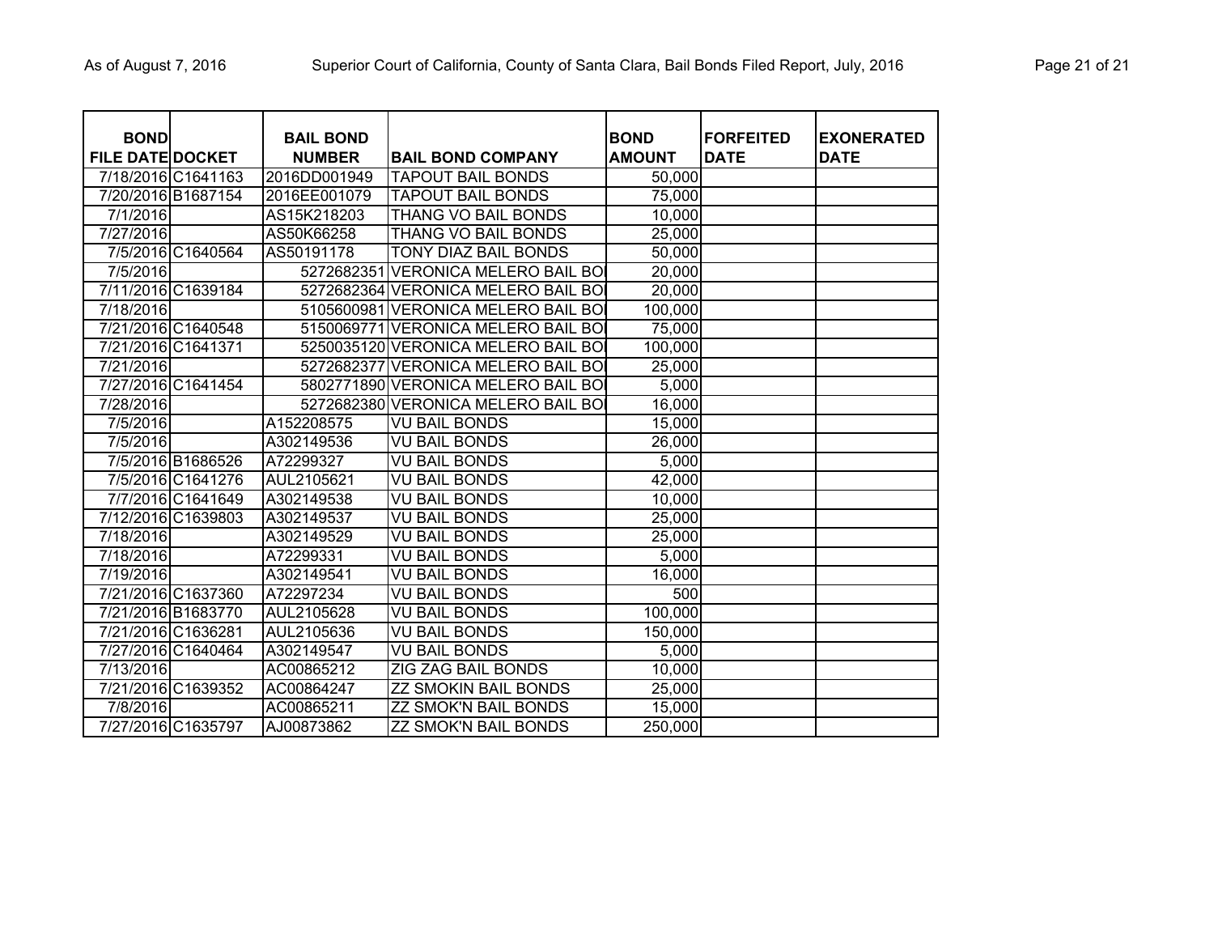| BOND FILE DATE | DOCKET | BAIL BOND NUMBER | BAIL BOND COMPANY | BOND AMOUNT | FORFEITED DATE | EXONERATED DATE |
|---|---|---|---|---|---|---|
| 7/18/2016 | C1641163 | 2016DD001949 | TAPOUT BAIL BONDS | 50,000 | | |
| 7/20/2016 | B1687154 | 2016EE001079 | TAPOUT BAIL BONDS | 75,000 | | |
| 7/1/2016 | | AS15K218203 | THANG VO BAIL BONDS | 10,000 | | |
| 7/27/2016 | | AS50K66258 | THANG VO BAIL BONDS | 25,000 | | |
| 7/5/2016 | C1640564 | AS50191178 | TONY DIAZ BAIL BONDS | 50,000 | | |
| 7/5/2016 | | 5272682351 | VERONICA MELERO BAIL BO | 20,000 | | |
| 7/11/2016 | C1639184 | 5272682364 | VERONICA MELERO BAIL BO | 20,000 | | |
| 7/18/2016 | | 5105600981 | VERONICA MELERO BAIL BO | 100,000 | | |
| 7/21/2016 | C1640548 | 5150069771 | VERONICA MELERO BAIL BO | 75,000 | | |
| 7/21/2016 | C1641371 | 5250035120 | VERONICA MELERO BAIL BO | 100,000 | | |
| 7/21/2016 | | 5272682377 | VERONICA MELERO BAIL BO | 25,000 | | |
| 7/27/2016 | C1641454 | 5802771890 | VERONICA MELERO BAIL BO | 5,000 | | |
| 7/28/2016 | | 5272682380 | VERONICA MELERO BAIL BO | 16,000 | | |
| 7/5/2016 | | A152208575 | VU BAIL BONDS | 15,000 | | |
| 7/5/2016 | | A302149536 | VU BAIL BONDS | 26,000 | | |
| 7/5/2016 | B1686526 | A72299327 | VU BAIL BONDS | 5,000 | | |
| 7/5/2016 | C1641276 | AUL2105621 | VU BAIL BONDS | 42,000 | | |
| 7/7/2016 | C1641649 | A302149538 | VU BAIL BONDS | 10,000 | | |
| 7/12/2016 | C1639803 | A302149537 | VU BAIL BONDS | 25,000 | | |
| 7/18/2016 | | A302149529 | VU BAIL BONDS | 25,000 | | |
| 7/18/2016 | | A72299331 | VU BAIL BONDS | 5,000 | | |
| 7/19/2016 | | A302149541 | VU BAIL BONDS | 16,000 | | |
| 7/21/2016 | C1637360 | A72297234 | VU BAIL BONDS | 500 | | |
| 7/21/2016 | B1683770 | AUL2105628 | VU BAIL BONDS | 100,000 | | |
| 7/21/2016 | C1636281 | AUL2105636 | VU BAIL BONDS | 150,000 | | |
| 7/27/2016 | C1640464 | A302149547 | VU BAIL BONDS | 5,000 | | |
| 7/13/2016 | | AC00865212 | ZIG ZAG BAIL BONDS | 10,000 | | |
| 7/21/2016 | C1639352 | AC00864247 | ZZ SMOKIN BAIL BONDS | 25,000 | | |
| 7/8/2016 | | AC00865211 | ZZ SMOK'N BAIL BONDS | 15,000 | | |
| 7/27/2016 | C1635797 | AJ00873862 | ZZ SMOK'N BAIL BONDS | 250,000 | | |